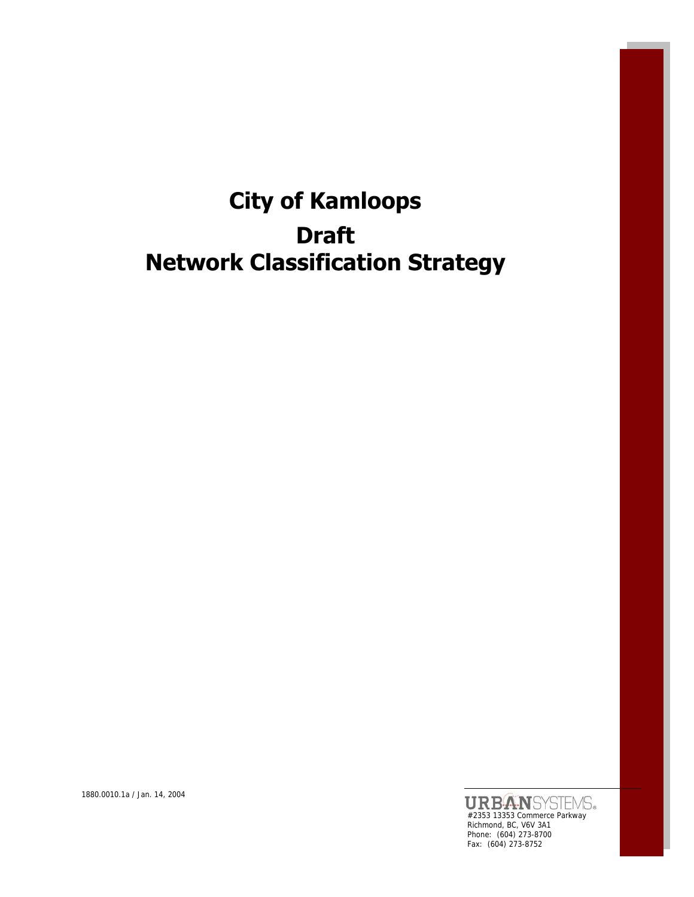# City of Kamloops

# Draft
# Network Classification Strategy

1880.0010.1a / Jan. 14, 2004

URBANSYSTEMS®
#2353 13353 Commerce Parkway
Richmond, BC, V6V 3A1
Phone: (604) 273-8700
Fax: (604) 273-8752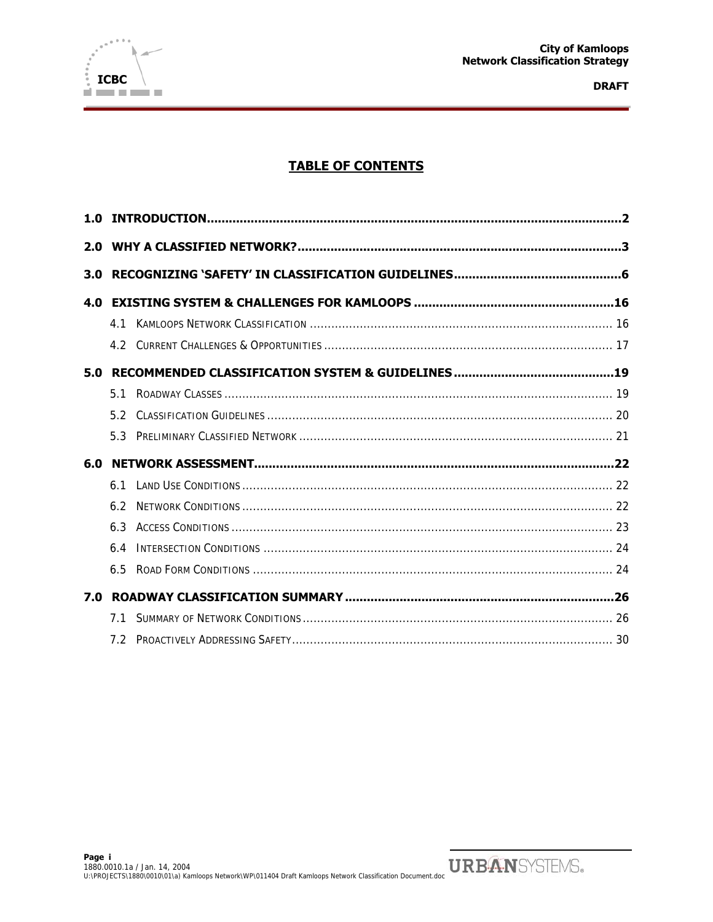# TABLE OF CONTENTS

**1.0 INTRODUCTION** .......... **2**

**2.0 WHY A CLASSIFIED NETWORK?** .......... **3**

**3.0 RECOGNIZING 'SAFETY' IN CLASSIFICATION GUIDELINES** .......... **6**

**4.0 EXISTING SYSTEM & CHALLENGES FOR KAMLOOPS** .......... **16**

- 4.1 KAMLOOPS NETWORK CLASSIFICATION .......... 16
- 4.2 CURRENT CHALLENGES & OPPORTUNITIES .......... 17

**5.0 RECOMMENDED CLASSIFICATION SYSTEM & GUIDELINES** .......... **19**

- 5.1 ROADWAY CLASSES .......... 19
- 5.2 CLASSIFICATION GUIDELINES .......... 20
- 5.3 PRELIMINARY CLASSIFIED NETWORK .......... 21

**6.0 NETWORK ASSESSMENT** .......... **22**

- 6.1 LAND USE CONDITIONS .......... 22
- 6.2 NETWORK CONDITIONS .......... 22
- 6.3 ACCESS CONDITIONS .......... 23
- 6.4 INTERSECTION CONDITIONS .......... 24
- 6.5 ROAD FORM CONDITIONS .......... 24

**7.0 ROADWAY CLASSIFICATION SUMMARY** .......... **26**

- 7.1 SUMMARY OF NETWORK CONDITIONS .......... 26
- 7.2 PROACTIVELY ADDRESSING SAFETY .......... 30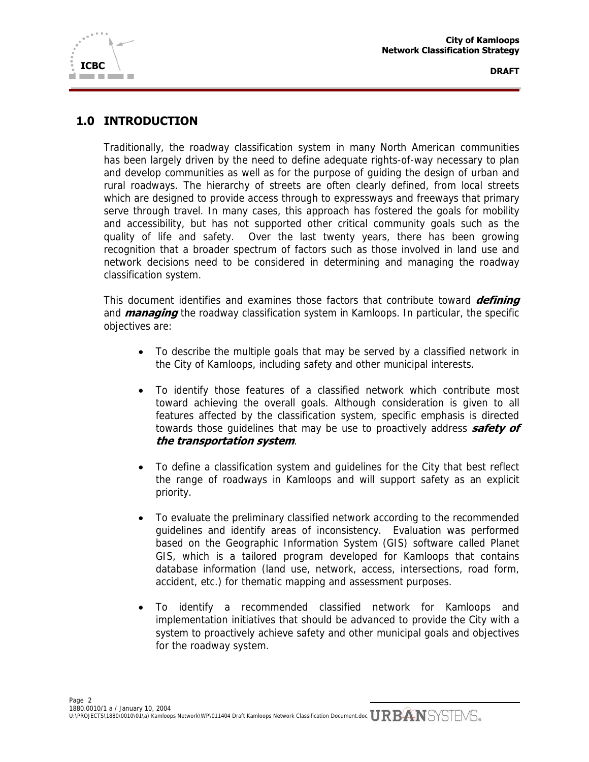# 1.0 INTRODUCTION

Traditionally, the roadway classification system in many North American communities has been largely driven by the need to define adequate rights-of-way necessary to plan and develop communities as well as for the purpose of guiding the design of urban and rural roadways. The hierarchy of streets are often clearly defined, from local streets which are designed to provide access through to expressways and freeways that primary serve through travel. In many cases, this approach has fostered the goals for mobility and accessibility, but has not supported other critical community goals such as the quality of life and safety. Over the last twenty years, there has been growing recognition that a broader spectrum of factors such as those involved in land use and network decisions need to be considered in determining and managing the roadway classification system.

This document identifies and examines those factors that contribute toward ***defining*** and ***managing*** the roadway classification system in Kamloops. In particular, the specific objectives are:

- To describe the multiple goals that may be served by a classified network in the City of Kamloops, including safety and other municipal interests.
- To identify those features of a classified network which contribute most toward achieving the overall goals. Although consideration is given to all features affected by the classification system, specific emphasis is directed towards those guidelines that may be use to proactively address ***safety of the transportation system***.
- To define a classification system and guidelines for the City that best reflect the range of roadways in Kamloops and will support safety as an explicit priority.
- To evaluate the preliminary classified network according to the recommended guidelines and identify areas of inconsistency. Evaluation was performed based on the Geographic Information System (GIS) software called Planet GIS, which is a tailored program developed for Kamloops that contains database information (land use, network, access, intersections, road form, accident, etc.) for thematic mapping and assessment purposes.
- To identify a recommended classified network for Kamloops and implementation initiatives that should be advanced to provide the City with a system to proactively achieve safety and other municipal goals and objectives for the roadway system.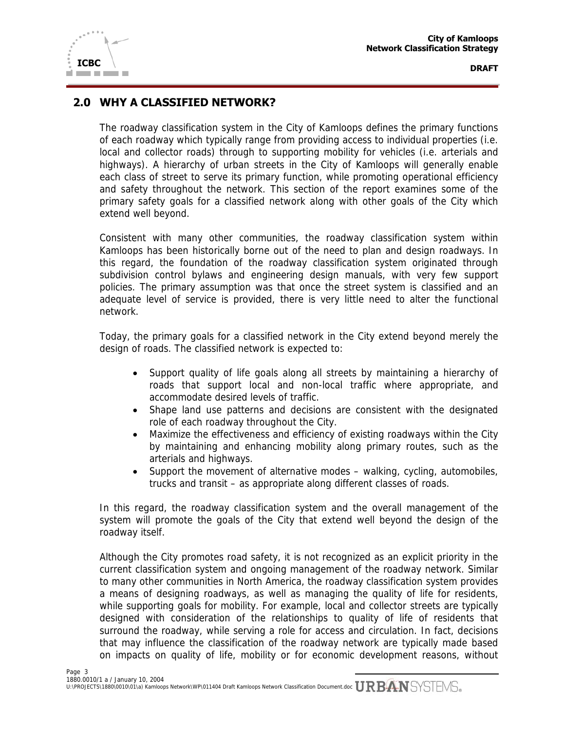## 2.0 WHY A CLASSIFIED NETWORK?

The roadway classification system in the City of Kamloops defines the primary functions of each roadway which typically range from providing access to individual properties (i.e. local and collector roads) through to supporting mobility for vehicles (i.e. arterials and highways). A hierarchy of urban streets in the City of Kamloops will generally enable each class of street to serve its primary function, while promoting operational efficiency and safety throughout the network. This section of the report examines some of the primary safety goals for a classified network along with other goals of the City which extend well beyond.

Consistent with many other communities, the roadway classification system within Kamloops has been historically borne out of the need to plan and design roadways. In this regard, the foundation of the roadway classification system originated through subdivision control bylaws and engineering design manuals, with very few support policies. The primary assumption was that once the street system is classified and an adequate level of service is provided, there is very little need to alter the functional network.

Today, the primary goals for a classified network in the City extend beyond merely the design of roads. The classified network is expected to:

- Support quality of life goals along all streets by maintaining a hierarchy of roads that support local and non-local traffic where appropriate, and accommodate desired levels of traffic.
- Shape land use patterns and decisions are consistent with the designated role of each roadway throughout the City.
- Maximize the effectiveness and efficiency of existing roadways within the City by maintaining and enhancing mobility along primary routes, such as the arterials and highways.
- Support the movement of alternative modes – walking, cycling, automobiles, trucks and transit – as appropriate along different classes of roads.

In this regard, the roadway classification system and the overall management of the system will promote the goals of the City that extend well beyond the design of the roadway itself.

Although the City promotes road safety, it is not recognized as an explicit priority in the current classification system and ongoing management of the roadway network. Similar to many other communities in North America, the roadway classification system provides a means of designing roadways, as well as managing the quality of life for residents, while supporting goals for mobility. For example, local and collector streets are typically designed with consideration of the relationships to quality of life of residents that surround the roadway, while serving a role for access and circulation. In fact, decisions that may influence the classification of the roadway network are typically made based on impacts on quality of life, mobility or for economic development reasons, without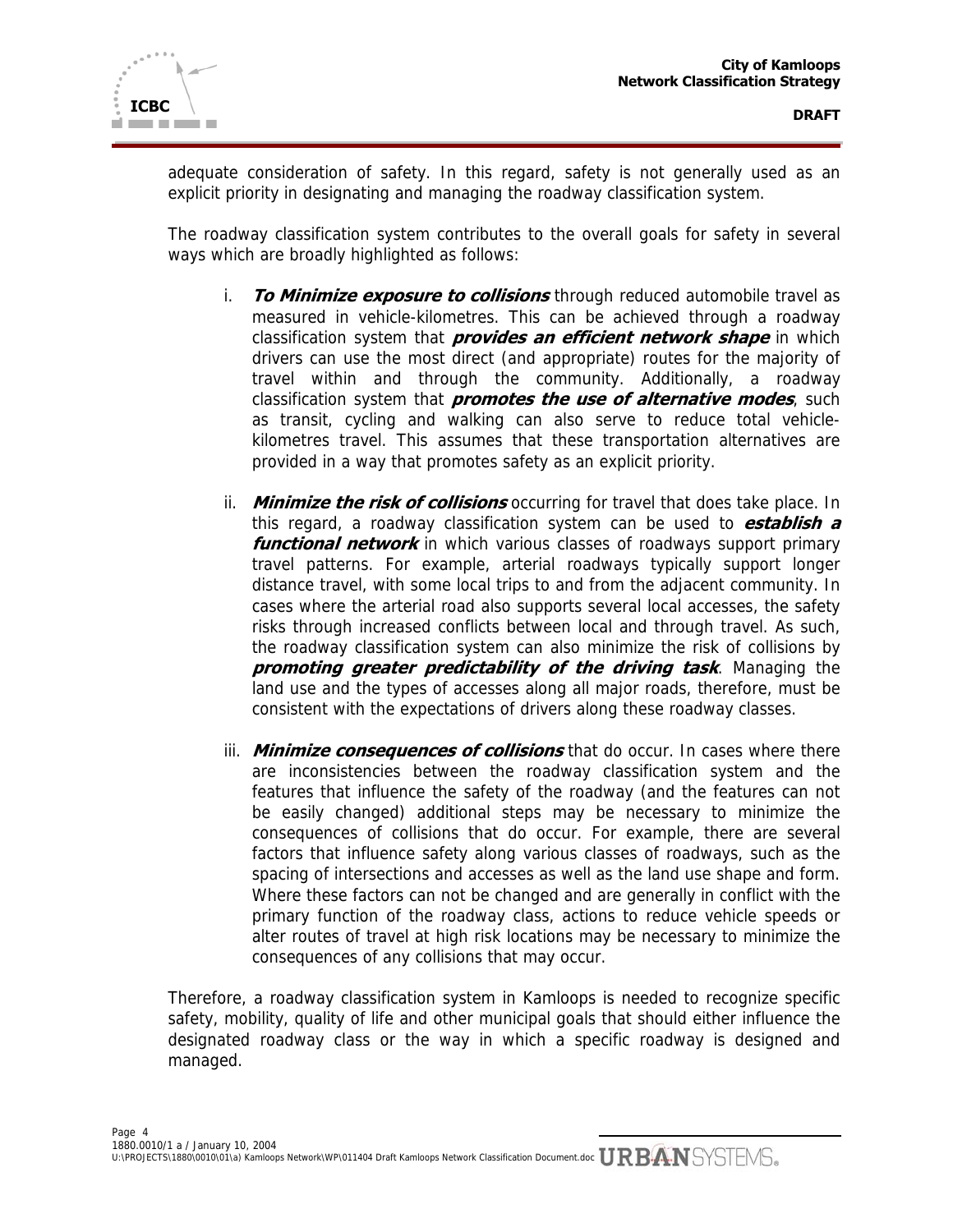adequate consideration of safety. In this regard, safety is not generally used as an explicit priority in designating and managing the roadway classification system.

The roadway classification system contributes to the overall goals for safety in several ways which are broadly highlighted as follows:

i. ***To Minimize exposure to collisions*** through reduced automobile travel as measured in vehicle-kilometres. This can be achieved through a roadway classification system that ***provides an efficient network shape*** in which drivers can use the most direct (and appropriate) routes for the majority of travel within and through the community. Additionally, a roadway classification system that ***promotes the use of alternative modes***, such as transit, cycling and walking can also serve to reduce total vehicle-kilometres travel. This assumes that these transportation alternatives are provided in a way that promotes safety as an explicit priority.

ii. ***Minimize the risk of collisions*** occurring for travel that does take place. In this regard, a roadway classification system can be used to ***establish a functional network*** in which various classes of roadways support primary travel patterns. For example, arterial roadways typically support longer distance travel, with some local trips to and from the adjacent community. In cases where the arterial road also supports several local accesses, the safety risks through increased conflicts between local and through travel. As such, the roadway classification system can also minimize the risk of collisions by ***promoting greater predictability of the driving task***. Managing the land use and the types of accesses along all major roads, therefore, must be consistent with the expectations of drivers along these roadway classes.

iii. ***Minimize consequences of collisions*** that do occur. In cases where there are inconsistencies between the roadway classification system and the features that influence the safety of the roadway (and the features can not be easily changed) additional steps may be necessary to minimize the consequences of collisions that do occur. For example, there are several factors that influence safety along various classes of roadways, such as the spacing of intersections and accesses as well as the land use shape and form. Where these factors can not be changed and are generally in conflict with the primary function of the roadway class, actions to reduce vehicle speeds or alter routes of travel at high risk locations may be necessary to minimize the consequences of any collisions that may occur.

Therefore, a roadway classification system in Kamloops is needed to recognize specific safety, mobility, quality of life and other municipal goals that should either influence the designated roadway class or the way in which a specific roadway is designed and managed.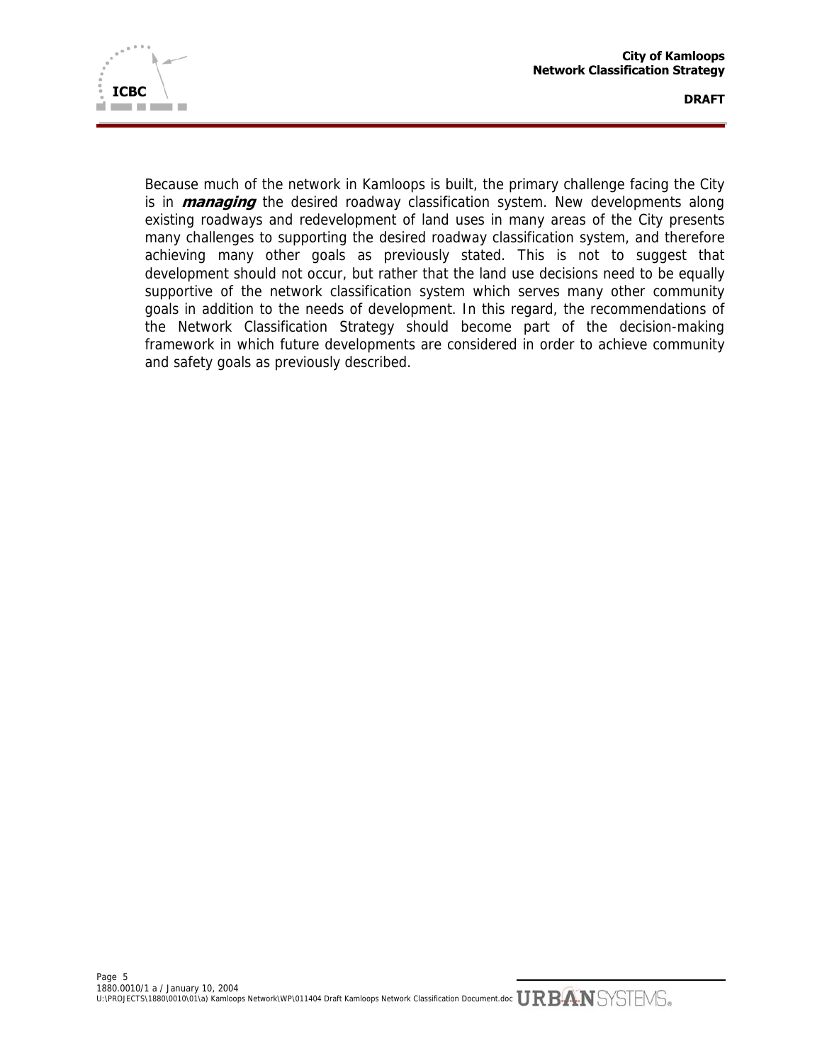Because much of the network in Kamloops is built, the primary challenge facing the City is in ***managing*** the desired roadway classification system. New developments along existing roadways and redevelopment of land uses in many areas of the City presents many challenges to supporting the desired roadway classification system, and therefore achieving many other goals as previously stated. This is not to suggest that development should not occur, but rather that the land use decisions need to be equally supportive of the network classification system which serves many other community goals in addition to the needs of development. In this regard, the recommendations of the Network Classification Strategy should become part of the decision-making framework in which future developments are considered in order to achieve community and safety goals as previously described.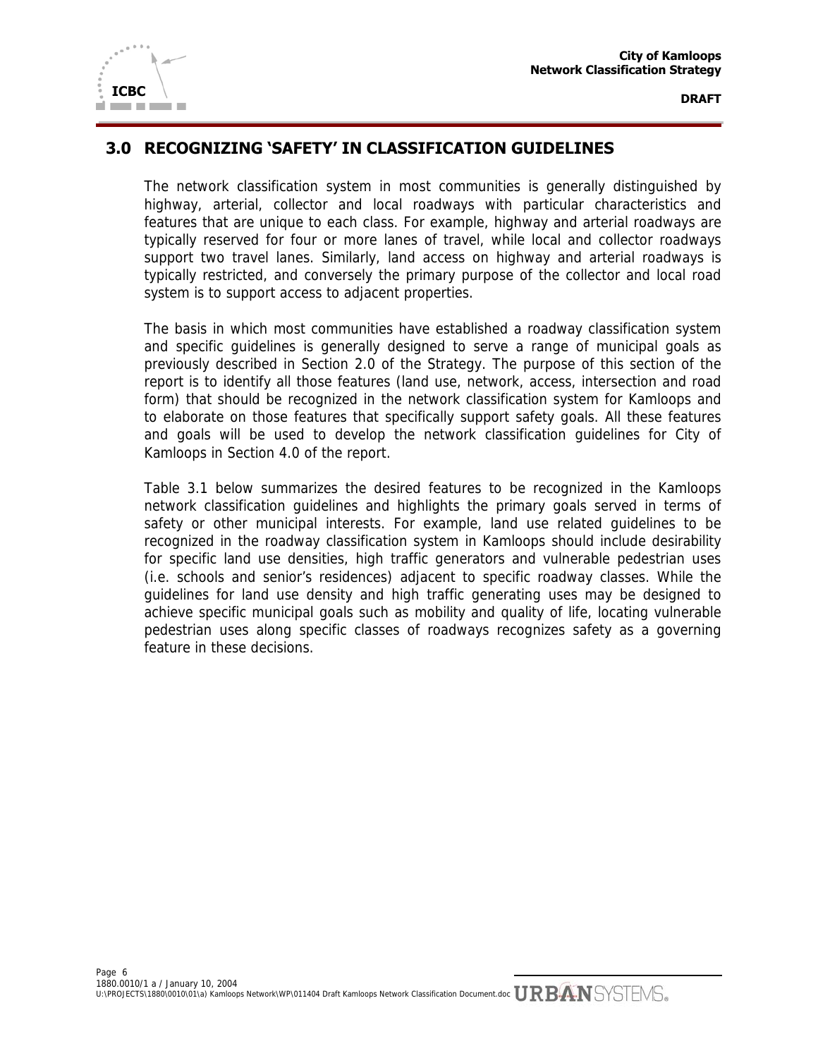# 3.0 RECOGNIZING 'SAFETY' IN CLASSIFICATION GUIDELINES

The network classification system in most communities is generally distinguished by highway, arterial, collector and local roadways with particular characteristics and features that are unique to each class. For example, highway and arterial roadways are typically reserved for four or more lanes of travel, while local and collector roadways support two travel lanes. Similarly, land access on highway and arterial roadways is typically restricted, and conversely the primary purpose of the collector and local road system is to support access to adjacent properties.

The basis in which most communities have established a roadway classification system and specific guidelines is generally designed to serve a range of municipal goals as previously described in Section 2.0 of the Strategy. The purpose of this section of the report is to identify all those features (land use, network, access, intersection and road form) that should be recognized in the network classification system for Kamloops and to elaborate on those features that specifically support safety goals. All these features and goals will be used to develop the network classification guidelines for City of Kamloops in Section 4.0 of the report.

Table 3.1 below summarizes the desired features to be recognized in the Kamloops network classification guidelines and highlights the primary goals served in terms of safety or other municipal interests. For example, land use related guidelines to be recognized in the roadway classification system in Kamloops should include desirability for specific land use densities, high traffic generators and vulnerable pedestrian uses (i.e. schools and senior's residences) adjacent to specific roadway classes. While the guidelines for land use density and high traffic generating uses may be designed to achieve specific municipal goals such as mobility and quality of life, locating vulnerable pedestrian uses along specific classes of roadways recognizes safety as a governing feature in these decisions.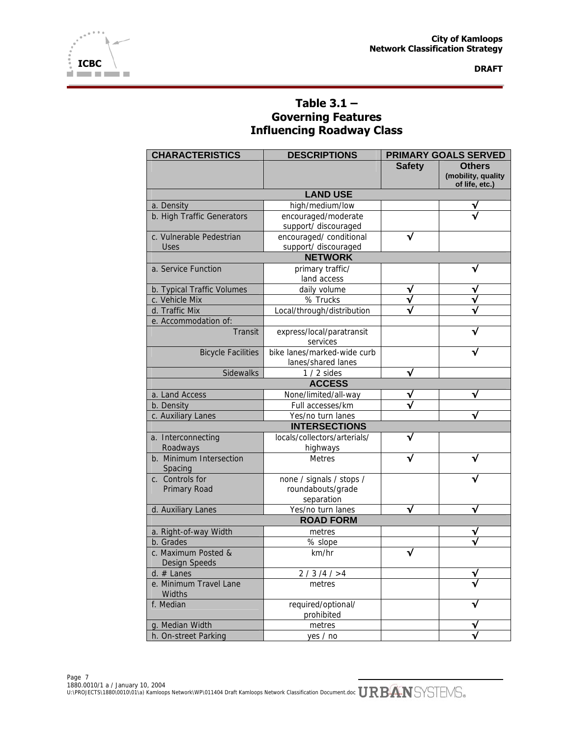# Table 3.1 – Governing Features Influencing Roadway Class

| CHARACTERISTICS | DESCRIPTIONS | PRIMARY GOALS SERVED | |
|---|---|---|---|
| | | Safety | Others (mobility, quality of life, etc.) |
| **LAND USE** | | | |
| a. Density | high/medium/low | | √ |
| b. High Traffic Generators | encouraged/moderate support/ discouraged | | √ |
| c. Vulnerable Pedestrian Uses | encouraged/ conditional support/ discouraged | √ | |
| **NETWORK** | | | |
| a. Service Function | primary traffic/ land access | | √ |
| b. Typical Traffic Volumes | daily volume | √ | √ |
| c. Vehicle Mix | % Trucks | √ | √ |
| d. Traffic Mix | Local/through/distribution | √ | √ |
| e. Accommodation of: | | | |
| Transit | express/local/paratransit services | | √ |
| Bicycle Facilities | bike lanes/marked-wide curb lanes/shared lanes | | √ |
| Sidewalks | 1 / 2 sides | √ | |
| **ACCESS** | | | |
| a. Land Access | None/limited/all-way | √ | √ |
| b. Density | Full accesses/km | √ | |
| c. Auxiliary Lanes | Yes/no turn lanes | | √ |
| **INTERSECTIONS** | | | |
| a. Interconnecting Roadways | locals/collectors/arterials/ highways | √ | |
| b. Minimum Intersection Spacing | Metres | √ | √ |
| c. Controls for Primary Road | none / signals / stops / roundabouts/grade separation | | √ |
| d. Auxiliary Lanes | Yes/no turn lanes | √ | √ |
| **ROAD FORM** | | | |
| a. Right-of-way Width | metres | | √ |
| b. Grades | % slope | | √ |
| c. Maximum Posted & Design Speeds | km/hr | √ | |
| d. # Lanes | 2 / 3 /4 / >4 | | √ |
| e. Minimum Travel Lane Widths | metres | | √ |
| f. Median | required/optional/ prohibited | | √ |
| g. Median Width | metres | | √ |
| h. On-street Parking | yes / no | | √ |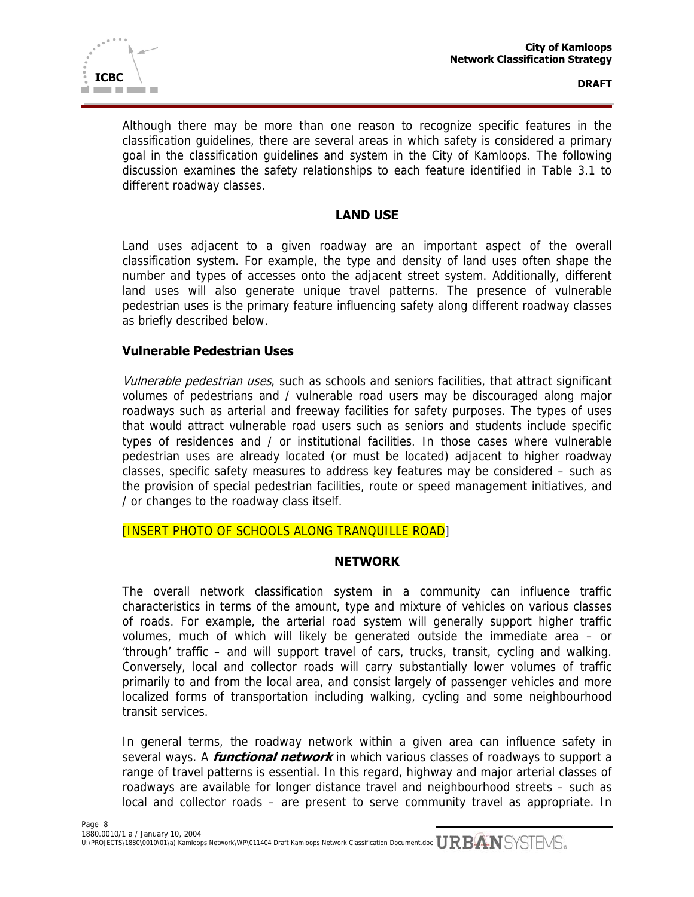Although there may be more than one reason to recognize specific features in the classification guidelines, there are several areas in which safety is considered a primary goal in the classification guidelines and system in the City of Kamloops. The following discussion examines the safety relationships to each feature identified in Table 3.1 to different roadway classes.

## LAND USE

Land uses adjacent to a given roadway are an important aspect of the overall classification system. For example, the type and density of land uses often shape the number and types of accesses onto the adjacent street system. Additionally, different land uses will also generate unique travel patterns. The presence of vulnerable pedestrian uses is the primary feature influencing safety along different roadway classes as briefly described below.

### Vulnerable Pedestrian Uses

*Vulnerable pedestrian uses*, such as schools and seniors facilities, that attract significant volumes of pedestrians and / vulnerable road users may be discouraged along major roadways such as arterial and freeway facilities for safety purposes. The types of uses that would attract vulnerable road users such as seniors and students include specific types of residences and / or institutional facilities. In those cases where vulnerable pedestrian uses are already located (or must be located) adjacent to higher roadway classes, specific safety measures to address key features may be considered – such as the provision of special pedestrian facilities, route or speed management initiatives, and / or changes to the roadway class itself.

[INSERT PHOTO OF SCHOOLS ALONG TRANQUILLE ROAD]

## NETWORK

The overall network classification system in a community can influence traffic characteristics in terms of the amount, type and mixture of vehicles on various classes of roads. For example, the arterial road system will generally support higher traffic volumes, much of which will likely be generated outside the immediate area – or 'through' traffic – and will support travel of cars, trucks, transit, cycling and walking. Conversely, local and collector roads will carry substantially lower volumes of traffic primarily to and from the local area, and consist largely of passenger vehicles and more localized forms of transportation including walking, cycling and some neighbourhood transit services.

In general terms, the roadway network within a given area can influence safety in several ways. A ***functional network*** in which various classes of roadways to support a range of travel patterns is essential. In this regard, highway and major arterial classes of roadways are available for longer distance travel and neighbourhood streets – such as local and collector roads – are present to serve community travel as appropriate. In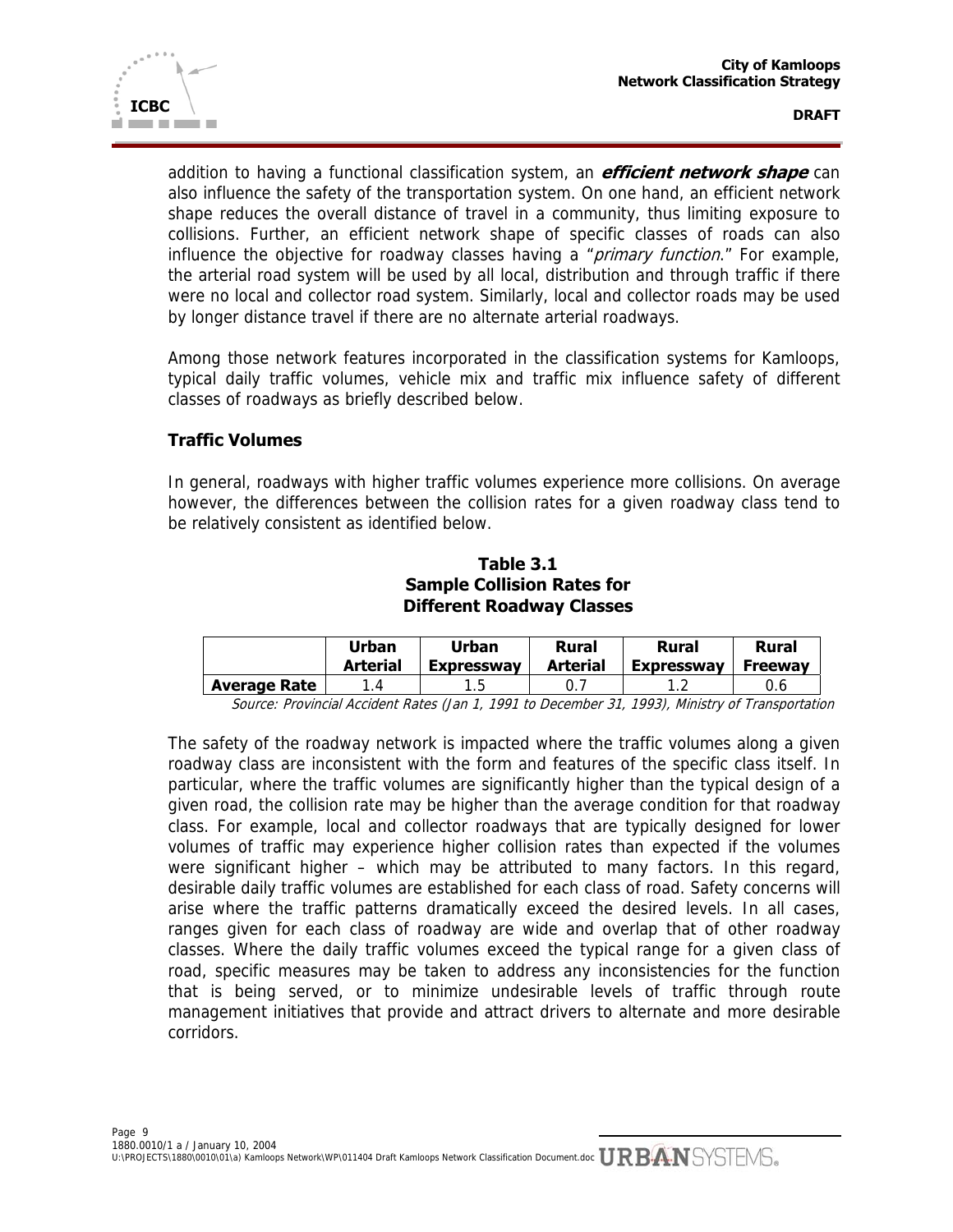addition to having a functional classification system, an ***efficient network shape*** can also influence the safety of the transportation system. On one hand, an efficient network shape reduces the overall distance of travel in a community, thus limiting exposure to collisions. Further, an efficient network shape of specific classes of roads can also influence the objective for roadway classes having a "*primary function*." For example, the arterial road system will be used by all local, distribution and through traffic if there were no local and collector road system. Similarly, local and collector roads may be used by longer distance travel if there are no alternate arterial roadways.

Among those network features incorporated in the classification systems for Kamloops, typical daily traffic volumes, vehicle mix and traffic mix influence safety of different classes of roadways as briefly described below.

### Traffic Volumes

In general, roadways with higher traffic volumes experience more collisions. On average however, the differences between the collision rates for a given roadway class tend to be relatively consistent as identified below.

**Table 3.1**
**Sample Collision Rates for Different Roadway Classes**

| | Urban Arterial | Urban Expressway | Rural Arterial | Rural Expressway | Rural Freeway |
|---|---|---|---|---|---|
| **Average Rate** | 1.4 | 1.5 | 0.7 | 1.2 | 0.6 |

*Source: Provincial Accident Rates (Jan 1, 1991 to December 31, 1993), Ministry of Transportation*

The safety of the roadway network is impacted where the traffic volumes along a given roadway class are inconsistent with the form and features of the specific class itself. In particular, where the traffic volumes are significantly higher than the typical design of a given road, the collision rate may be higher than the average condition for that roadway class. For example, local and collector roadways that are typically designed for lower volumes of traffic may experience higher collision rates than expected if the volumes were significant higher – which may be attributed to many factors. In this regard, desirable daily traffic volumes are established for each class of road. Safety concerns will arise where the traffic patterns dramatically exceed the desired levels. In all cases, ranges given for each class of roadway are wide and overlap that of other roadway classes. Where the daily traffic volumes exceed the typical range for a given class of road, specific measures may be taken to address any inconsistencies for the function that is being served, or to minimize undesirable levels of traffic through route management initiatives that provide and attract drivers to alternate and more desirable corridors.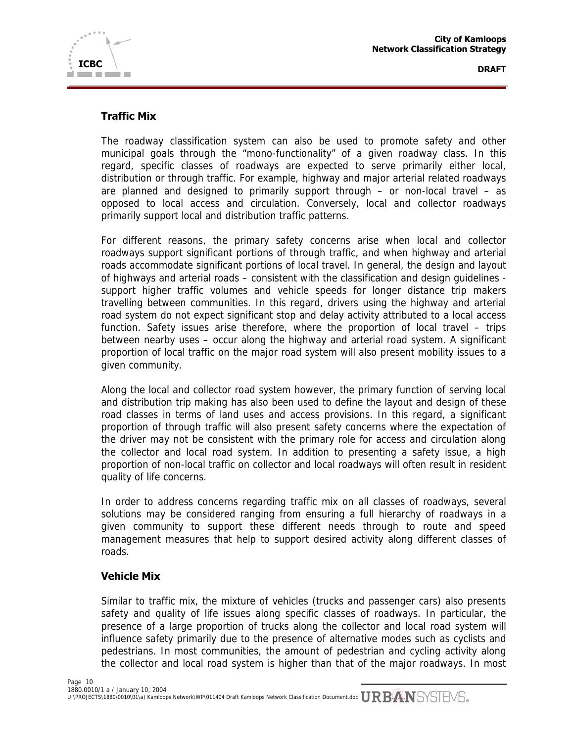## Traffic Mix

The roadway classification system can also be used to promote safety and other municipal goals through the "mono-functionality" of a given roadway class. In this regard, specific classes of roadways are expected to serve primarily either local, distribution or through traffic. For example, highway and major arterial related roadways are planned and designed to primarily support through – or non-local travel – as opposed to local access and circulation. Conversely, local and collector roadways primarily support local and distribution traffic patterns.

For different reasons, the primary safety concerns arise when local and collector roadways support significant portions of through traffic, and when highway and arterial roads accommodate significant portions of local travel. In general, the design and layout of highways and arterial roads – consistent with the classification and design guidelines - support higher traffic volumes and vehicle speeds for longer distance trip makers travelling between communities. In this regard, drivers using the highway and arterial road system do not expect significant stop and delay activity attributed to a local access function. Safety issues arise therefore, where the proportion of local travel – trips between nearby uses – occur along the highway and arterial road system. A significant proportion of local traffic on the major road system will also present mobility issues to a given community.

Along the local and collector road system however, the primary function of serving local and distribution trip making has also been used to define the layout and design of these road classes in terms of land uses and access provisions. In this regard, a significant proportion of through traffic will also present safety concerns where the expectation of the driver may not be consistent with the primary role for access and circulation along the collector and local road system. In addition to presenting a safety issue, a high proportion of non-local traffic on collector and local roadways will often result in resident quality of life concerns.

In order to address concerns regarding traffic mix on all classes of roadways, several solutions may be considered ranging from ensuring a full hierarchy of roadways in a given community to support these different needs through to route and speed management measures that help to support desired activity along different classes of roads.

## Vehicle Mix

Similar to traffic mix, the mixture of vehicles (trucks and passenger cars) also presents safety and quality of life issues along specific classes of roadways. In particular, the presence of a large proportion of trucks along the collector and local road system will influence safety primarily due to the presence of alternative modes such as cyclists and pedestrians. In most communities, the amount of pedestrian and cycling activity along the collector and local road system is higher than that of the major roadways. In most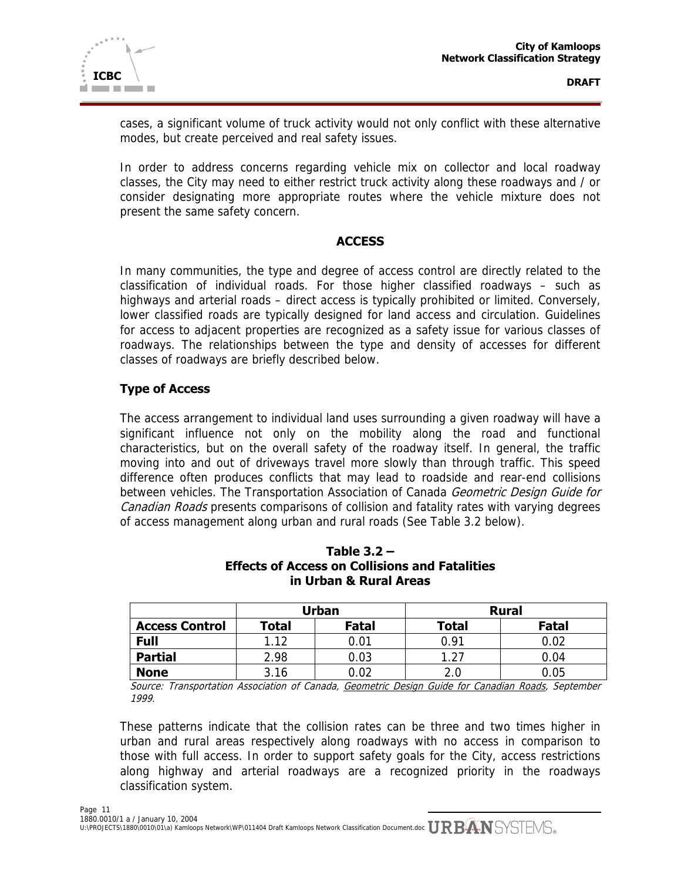cases, a significant volume of truck activity would not only conflict with these alternative modes, but create perceived and real safety issues.

In order to address concerns regarding vehicle mix on collector and local roadway classes, the City may need to either restrict truck activity along these roadways and / or consider designating more appropriate routes where the vehicle mixture does not present the same safety concern.

## ACCESS

In many communities, the type and degree of access control are directly related to the classification of individual roads. For those higher classified roadways – such as highways and arterial roads – direct access is typically prohibited or limited. Conversely, lower classified roads are typically designed for land access and circulation. Guidelines for access to adjacent properties are recognized as a safety issue for various classes of roadways. The relationships between the type and density of accesses for different classes of roadways are briefly described below.

### Type of Access

The access arrangement to individual land uses surrounding a given roadway will have a significant influence not only on the mobility along the road and functional characteristics, but on the overall safety of the roadway itself. In general, the traffic moving into and out of driveways travel more slowly than through traffic. This speed difference often produces conflicts that may lead to roadside and rear-end collisions between vehicles. The Transportation Association of Canada *Geometric Design Guide for Canadian Roads* presents comparisons of collision and fatality rates with varying degrees of access management along urban and rural roads (See Table 3.2 below).

**Table 3.2 – Effects of Access on Collisions and Fatalities in Urban & Rural Areas**

| | Urban | | Rural | |
|---|---|---|---|---|
| **Access Control** | **Total** | **Fatal** | **Total** | **Fatal** |
| **Full** | 1.12 | 0.01 | 0.91 | 0.02 |
| **Partial** | 2.98 | 0.03 | 1.27 | 0.04 |
| **None** | 3.16 | 0.02 | 2.0 | 0.05 |

*Source: Transportation Association of Canada, Geometric Design Guide for Canadian Roads, September 1999.*

These patterns indicate that the collision rates can be three and two times higher in urban and rural areas respectively along roadways with no access in comparison to those with full access. In order to support safety goals for the City, access restrictions along highway and arterial roadways are a recognized priority in the roadways classification system.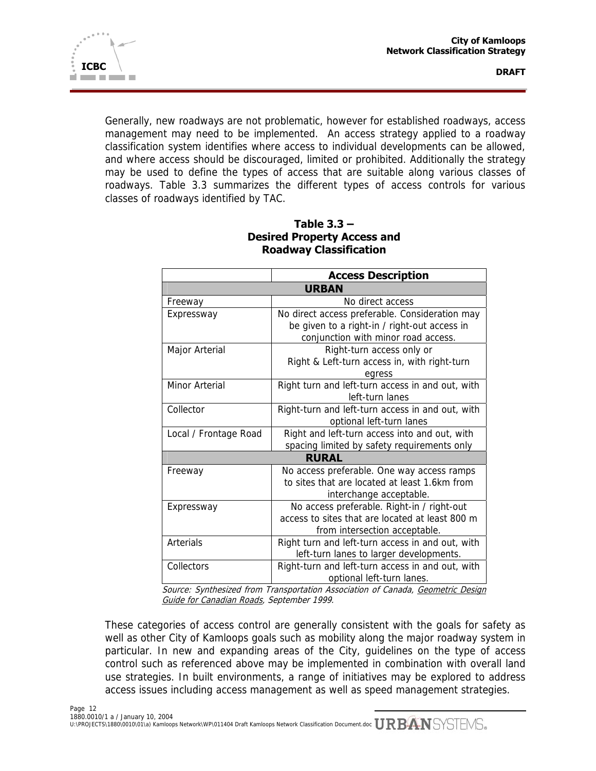Generally, new roadways are not problematic, however for established roadways, access management may need to be implemented. An access strategy applied to a roadway classification system identifies where access to individual developments can be allowed, and where access should be discouraged, limited or prohibited. Additionally the strategy may be used to define the types of access that are suitable along various classes of roadways. Table 3.3 summarizes the different types of access controls for various classes of roadways identified by TAC.

**Table 3.3 – Desired Property Access and Roadway Classification**

| | Access Description |
|---|---|
| **URBAN** | |
| Freeway | No direct access |
| Expressway | No direct access preferable. Consideration may be given to a right-in / right-out access in conjunction with minor road access. |
| Major Arterial | Right-turn access only or Right & Left-turn access in, with right-turn egress |
| Minor Arterial | Right turn and left-turn access in and out, with left-turn lanes |
| Collector | Right-turn and left-turn access in and out, with optional left-turn lanes |
| Local / Frontage Road | Right and left-turn access into and out, with spacing limited by safety requirements only |
| **RURAL** | |
| Freeway | No access preferable. One way access ramps to sites that are located at least 1.6km from interchange acceptable. |
| Expressway | No access preferable. Right-in / right-out access to sites that are located at least 800 m from intersection acceptable. |
| Arterials | Right turn and left-turn access in and out, with left-turn lanes to larger developments. |
| Collectors | Right-turn and left-turn access in and out, with optional left-turn lanes. |

*Source: Synthesized from Transportation Association of Canada, Geometric Design Guide for Canadian Roads, September 1999.*

These categories of access control are generally consistent with the goals for safety as well as other City of Kamloops goals such as mobility along the major roadway system in particular. In new and expanding areas of the City, guidelines on the type of access control such as referenced above may be implemented in combination with overall land use strategies. In built environments, a range of initiatives may be explored to address access issues including access management as well as speed management strategies.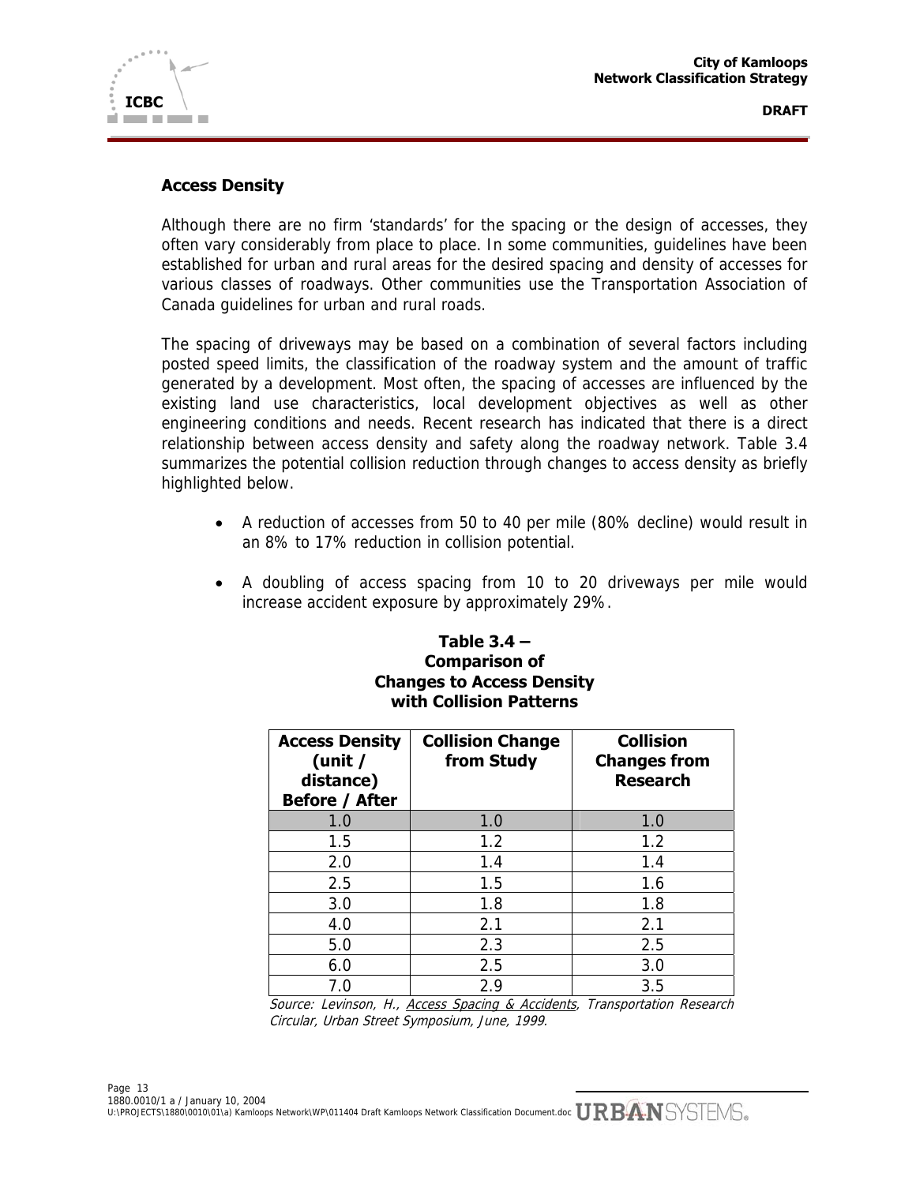## Access Density

Although there are no firm 'standards' for the spacing or the design of accesses, they often vary considerably from place to place. In some communities, guidelines have been established for urban and rural areas for the desired spacing and density of accesses for various classes of roadways. Other communities use the Transportation Association of Canada guidelines for urban and rural roads.

The spacing of driveways may be based on a combination of several factors including posted speed limits, the classification of the roadway system and the amount of traffic generated by a development. Most often, the spacing of accesses are influenced by the existing land use characteristics, local development objectives as well as other engineering conditions and needs. Recent research has indicated that there is a direct relationship between access density and safety along the roadway network. Table 3.4 summarizes the potential collision reduction through changes to access density as briefly highlighted below.

- A reduction of accesses from 50 to 40 per mile (80% decline) would result in an 8% to 17% reduction in collision potential.
- A doubling of access spacing from 10 to 20 driveways per mile would increase accident exposure by approximately 29%.

**Table 3.4 – Comparison of Changes to Access Density with Collision Patterns**

| Access Density (unit / distance) Before / After | Collision Change from Study | Collision Changes from Research |
|---|---|---|
| 1.0 | 1.0 | 1.0 |
| 1.5 | 1.2 | 1.2 |
| 2.0 | 1.4 | 1.4 |
| 2.5 | 1.5 | 1.6 |
| 3.0 | 1.8 | 1.8 |
| 4.0 | 2.1 | 2.1 |
| 5.0 | 2.3 | 2.5 |
| 6.0 | 2.5 | 3.0 |
| 7.0 | 2.9 | 3.5 |

*Source: Levinson, H., Access Spacing & Accidents, Transportation Research Circular, Urban Street Symposium, June, 1999.*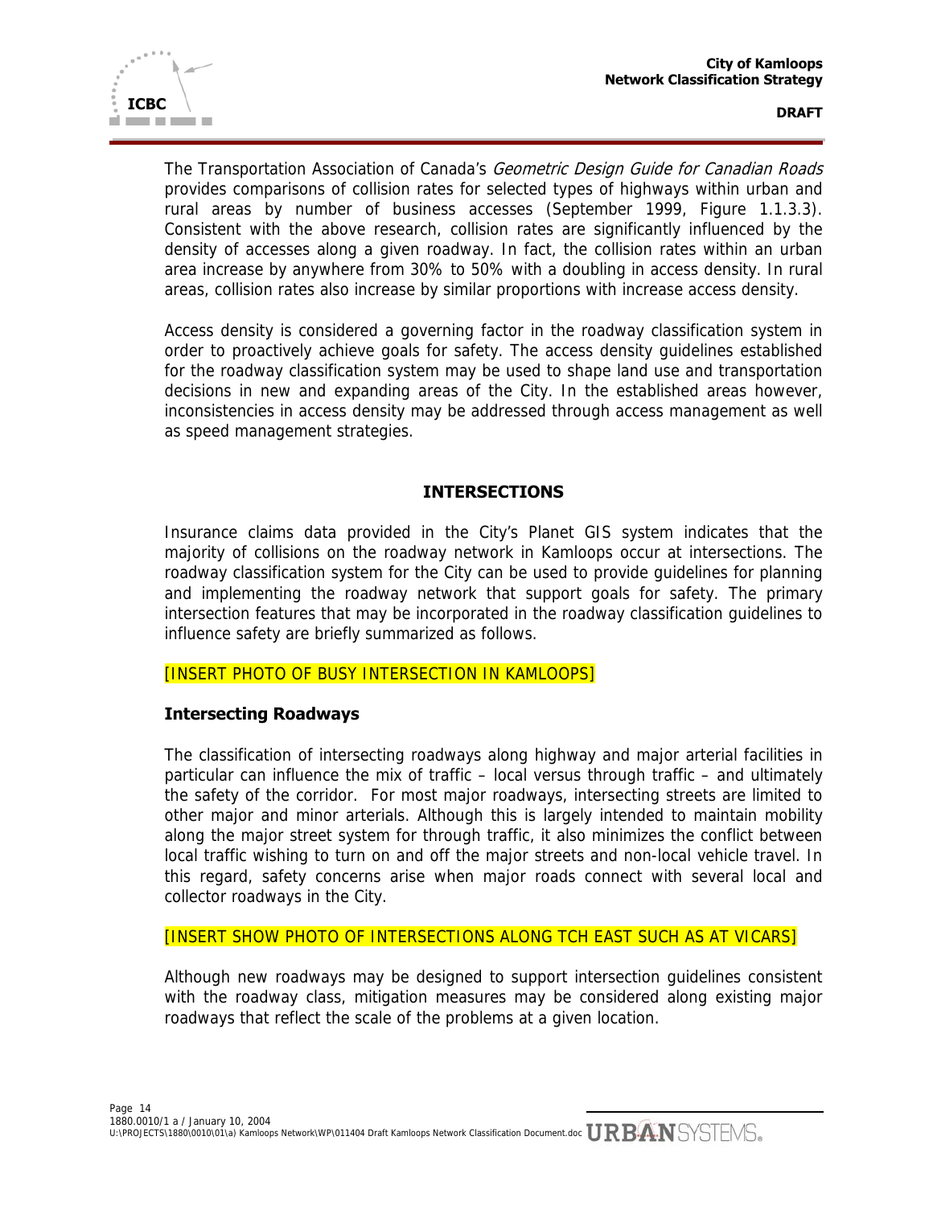The Transportation Association of Canada's *Geometric Design Guide for Canadian Roads* provides comparisons of collision rates for selected types of highways within urban and rural areas by number of business accesses (September 1999, Figure 1.1.3.3). Consistent with the above research, collision rates are significantly influenced by the density of accesses along a given roadway. In fact, the collision rates within an urban area increase by anywhere from 30% to 50% with a doubling in access density. In rural areas, collision rates also increase by similar proportions with increase access density.

Access density is considered a governing factor in the roadway classification system in order to proactively achieve goals for safety. The access density guidelines established for the roadway classification system may be used to shape land use and transportation decisions in new and expanding areas of the City. In the established areas however, inconsistencies in access density may be addressed through access management as well as speed management strategies.

## INTERSECTIONS

Insurance claims data provided in the City's Planet GIS system indicates that the majority of collisions on the roadway network in Kamloops occur at intersections. The roadway classification system for the City can be used to provide guidelines for planning and implementing the roadway network that support goals for safety. The primary intersection features that may be incorporated in the roadway classification guidelines to influence safety are briefly summarized as follows.

[INSERT PHOTO OF BUSY INTERSECTION IN KAMLOOPS]

### Intersecting Roadways

The classification of intersecting roadways along highway and major arterial facilities in particular can influence the mix of traffic – local versus through traffic – and ultimately the safety of the corridor. For most major roadways, intersecting streets are limited to other major and minor arterials. Although this is largely intended to maintain mobility along the major street system for through traffic, it also minimizes the conflict between local traffic wishing to turn on and off the major streets and non-local vehicle travel. In this regard, safety concerns arise when major roads connect with several local and collector roadways in the City.

[INSERT SHOW PHOTO OF INTERSECTIONS ALONG TCH EAST SUCH AS AT VICARS]

Although new roadways may be designed to support intersection guidelines consistent with the roadway class, mitigation measures may be considered along existing major roadways that reflect the scale of the problems at a given location.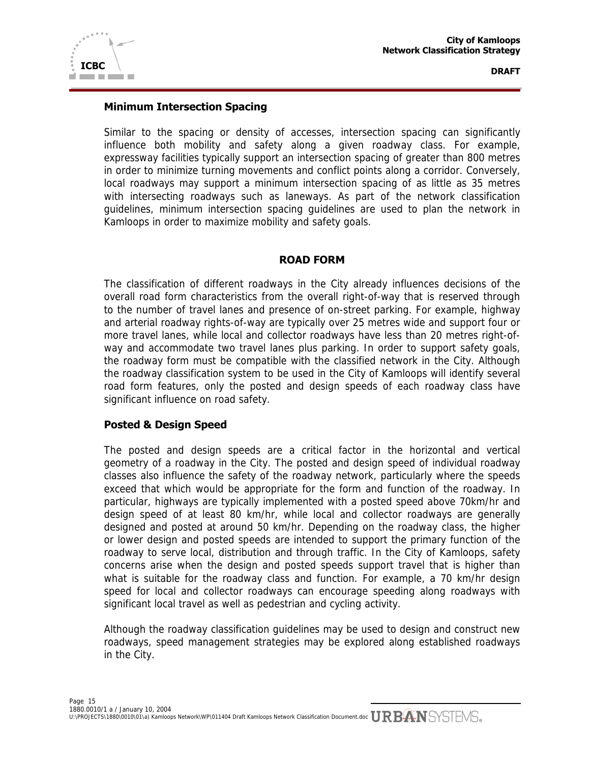### Minimum Intersection Spacing

Similar to the spacing or density of accesses, intersection spacing can significantly influence both mobility and safety along a given roadway class. For example, expressway facilities typically support an intersection spacing of greater than 800 metres in order to minimize turning movements and conflict points along a corridor. Conversely, local roadways may support a minimum intersection spacing of as little as 35 metres with intersecting roadways such as laneways. As part of the network classification guidelines, minimum intersection spacing guidelines are used to plan the network in Kamloops in order to maximize mobility and safety goals.

## ROAD FORM

The classification of different roadways in the City already influences decisions of the overall road form characteristics from the overall right-of-way that is reserved through to the number of travel lanes and presence of on-street parking. For example, highway and arterial roadway rights-of-way are typically over 25 metres wide and support four or more travel lanes, while local and collector roadways have less than 20 metres right-of-way and accommodate two travel lanes plus parking. In order to support safety goals, the roadway form must be compatible with the classified network in the City. Although the roadway classification system to be used in the City of Kamloops will identify several road form features, only the posted and design speeds of each roadway class have significant influence on road safety.

### Posted & Design Speed

The posted and design speeds are a critical factor in the horizontal and vertical geometry of a roadway in the City. The posted and design speed of individual roadway classes also influence the safety of the roadway network, particularly where the speeds exceed that which would be appropriate for the form and function of the roadway. In particular, highways are typically implemented with a posted speed above 70km/hr and design speed of at least 80 km/hr, while local and collector roadways are generally designed and posted at around 50 km/hr. Depending on the roadway class, the higher or lower design and posted speeds are intended to support the primary function of the roadway to serve local, distribution and through traffic. In the City of Kamloops, safety concerns arise when the design and posted speeds support travel that is higher than what is suitable for the roadway class and function. For example, a 70 km/hr design speed for local and collector roadways can encourage speeding along roadways with significant local travel as well as pedestrian and cycling activity.

Although the roadway classification guidelines may be used to design and construct new roadways, speed management strategies may be explored along established roadways in the City.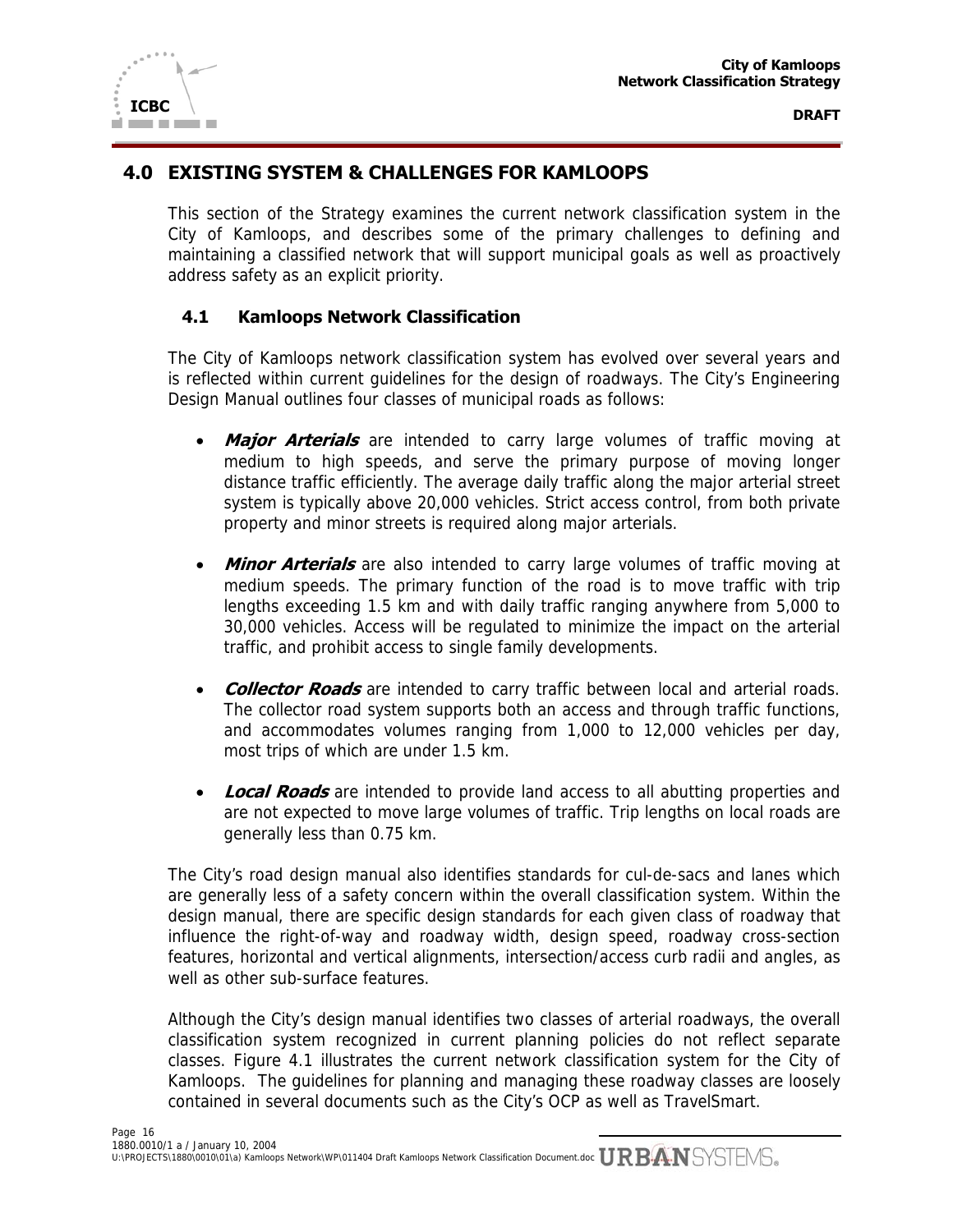# 4.0 EXISTING SYSTEM & CHALLENGES FOR KAMLOOPS

This section of the Strategy examines the current network classification system in the City of Kamloops, and describes some of the primary challenges to defining and maintaining a classified network that will support municipal goals as well as proactively address safety as an explicit priority.

## 4.1 Kamloops Network Classification

The City of Kamloops network classification system has evolved over several years and is reflected within current guidelines for the design of roadways. The City's Engineering Design Manual outlines four classes of municipal roads as follows:

- ***Major Arterials*** are intended to carry large volumes of traffic moving at medium to high speeds, and serve the primary purpose of moving longer distance traffic efficiently. The average daily traffic along the major arterial street system is typically above 20,000 vehicles. Strict access control, from both private property and minor streets is required along major arterials.

- ***Minor Arterials*** are also intended to carry large volumes of traffic moving at medium speeds. The primary function of the road is to move traffic with trip lengths exceeding 1.5 km and with daily traffic ranging anywhere from 5,000 to 30,000 vehicles. Access will be regulated to minimize the impact on the arterial traffic, and prohibit access to single family developments.

- ***Collector Roads*** are intended to carry traffic between local and arterial roads. The collector road system supports both an access and through traffic functions, and accommodates volumes ranging from 1,000 to 12,000 vehicles per day, most trips of which are under 1.5 km.

- ***Local Roads*** are intended to provide land access to all abutting properties and are not expected to move large volumes of traffic. Trip lengths on local roads are generally less than 0.75 km.

The City's road design manual also identifies standards for cul-de-sacs and lanes which are generally less of a safety concern within the overall classification system. Within the design manual, there are specific design standards for each given class of roadway that influence the right-of-way and roadway width, design speed, roadway cross-section features, horizontal and vertical alignments, intersection/access curb radii and angles, as well as other sub-surface features.

Although the City's design manual identifies two classes of arterial roadways, the overall classification system recognized in current planning policies do not reflect separate classes. Figure 4.1 illustrates the current network classification system for the City of Kamloops. The guidelines for planning and managing these roadway classes are loosely contained in several documents such as the City's OCP as well as TravelSmart.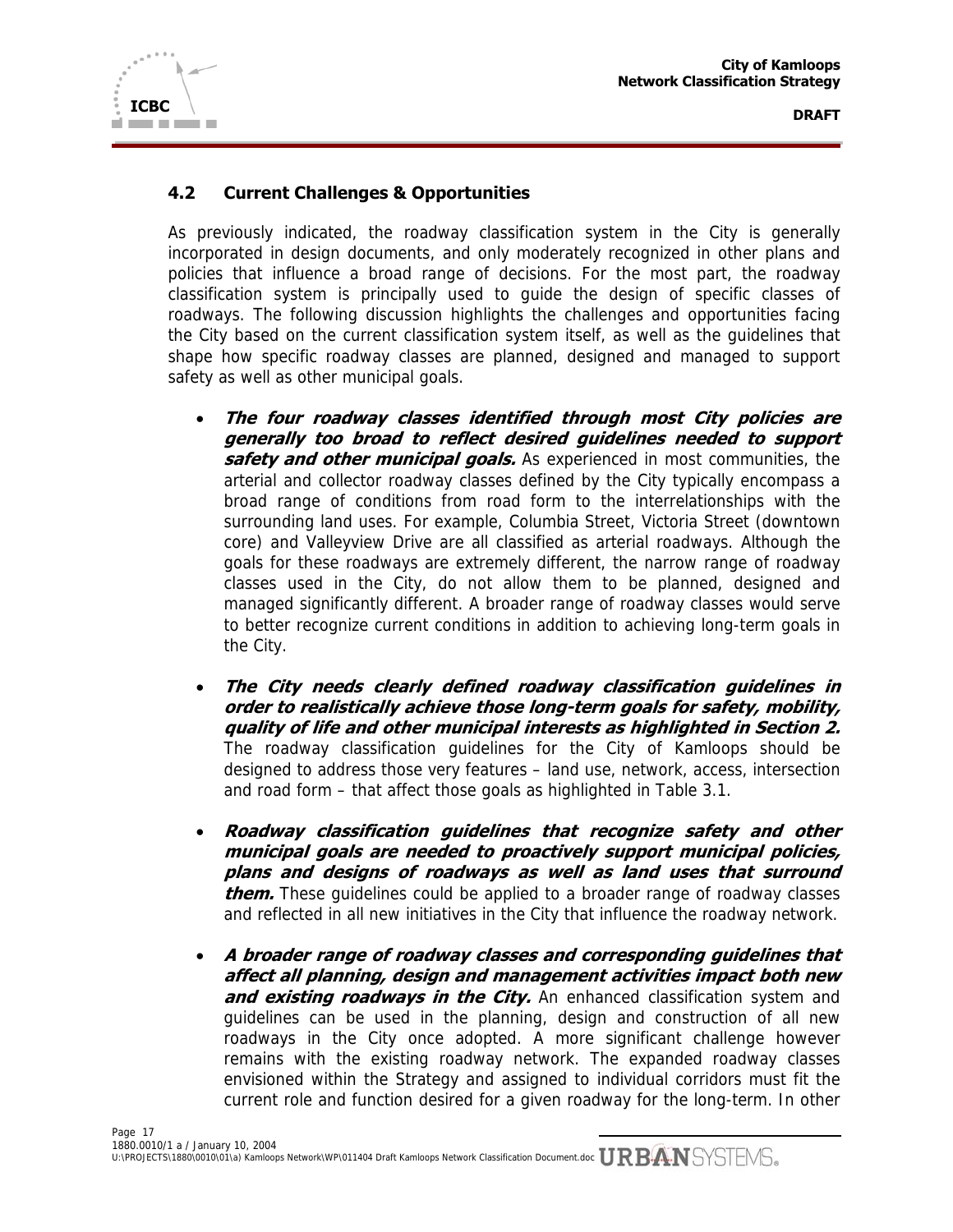## 4.2 Current Challenges & Opportunities

As previously indicated, the roadway classification system in the City is generally incorporated in design documents, and only moderately recognized in other plans and policies that influence a broad range of decisions. For the most part, the roadway classification system is principally used to guide the design of specific classes of roadways. The following discussion highlights the challenges and opportunities facing the City based on the current classification system itself, as well as the guidelines that shape how specific roadway classes are planned, designed and managed to support safety as well as other municipal goals.

- ***The four roadway classes identified through most City policies are generally too broad to reflect desired guidelines needed to support safety and other municipal goals.*** As experienced in most communities, the arterial and collector roadway classes defined by the City typically encompass a broad range of conditions from road form to the interrelationships with the surrounding land uses. For example, Columbia Street, Victoria Street (downtown core) and Valleyview Drive are all classified as arterial roadways. Although the goals for these roadways are extremely different, the narrow range of roadway classes used in the City, do not allow them to be planned, designed and managed significantly different. A broader range of roadway classes would serve to better recognize current conditions in addition to achieving long-term goals in the City.

- ***The City needs clearly defined roadway classification guidelines in order to realistically achieve those long-term goals for safety, mobility, quality of life and other municipal interests as highlighted in Section 2.*** The roadway classification guidelines for the City of Kamloops should be designed to address those very features – land use, network, access, intersection and road form – that affect those goals as highlighted in Table 3.1.

- ***Roadway classification guidelines that recognize safety and other municipal goals are needed to proactively support municipal policies, plans and designs of roadways as well as land uses that surround them.*** These guidelines could be applied to a broader range of roadway classes and reflected in all new initiatives in the City that influence the roadway network.

- ***A broader range of roadway classes and corresponding guidelines that affect all planning, design and management activities impact both new and existing roadways in the City.*** An enhanced classification system and guidelines can be used in the planning, design and construction of all new roadways in the City once adopted. A more significant challenge however remains with the existing roadway network. The expanded roadway classes envisioned within the Strategy and assigned to individual corridors must fit the current role and function desired for a given roadway for the long-term. In other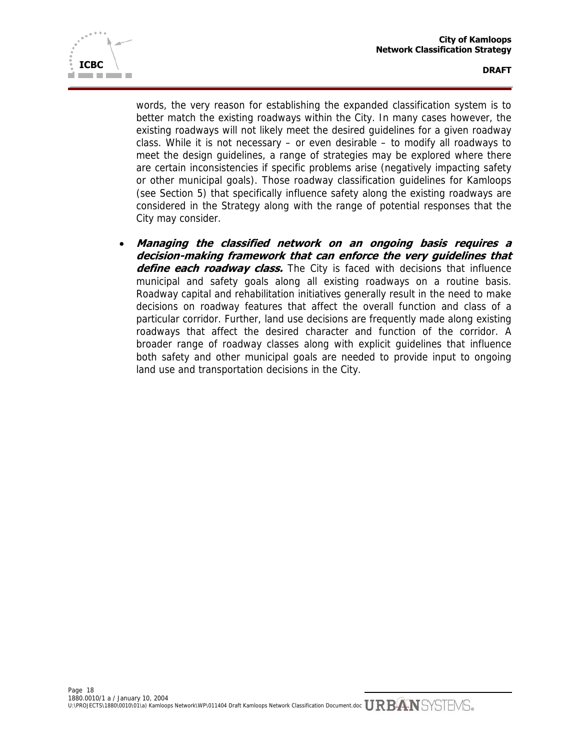words, the very reason for establishing the expanded classification system is to better match the existing roadways within the City. In many cases however, the existing roadways will not likely meet the desired guidelines for a given roadway class. While it is not necessary – or even desirable – to modify all roadways to meet the design guidelines, a range of strategies may be explored where there are certain inconsistencies if specific problems arise (negatively impacting safety or other municipal goals). Those roadway classification guidelines for Kamloops (see Section 5) that specifically influence safety along the existing roadways are considered in the Strategy along with the range of potential responses that the City may consider.

- ***Managing the classified network on an ongoing basis requires a decision-making framework that can enforce the very guidelines that define each roadway class.*** The City is faced with decisions that influence municipal and safety goals along all existing roadways on a routine basis. Roadway capital and rehabilitation initiatives generally result in the need to make decisions on roadway features that affect the overall function and class of a particular corridor. Further, land use decisions are frequently made along existing roadways that affect the desired character and function of the corridor. A broader range of roadway classes along with explicit guidelines that influence both safety and other municipal goals are needed to provide input to ongoing land use and transportation decisions in the City.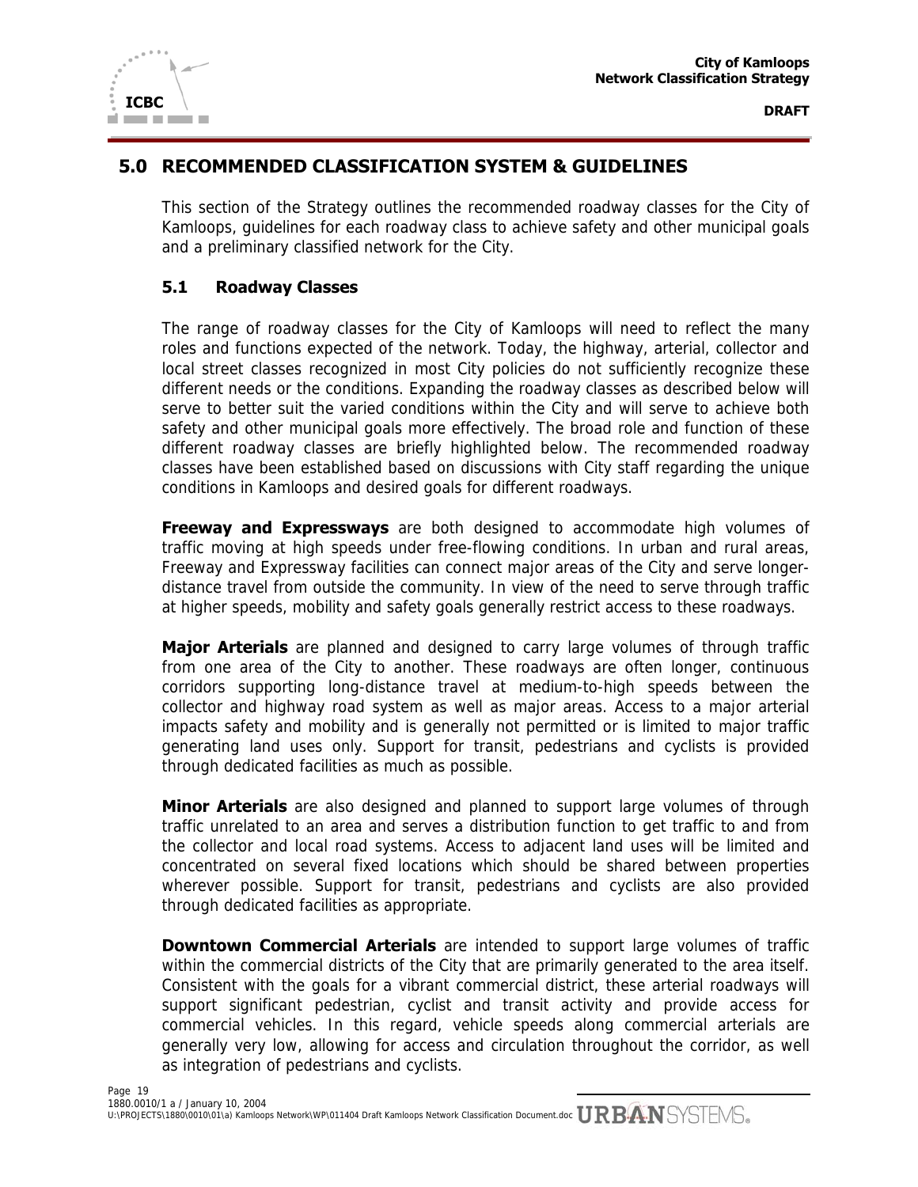# 5.0 RECOMMENDED CLASSIFICATION SYSTEM & GUIDELINES

This section of the Strategy outlines the recommended roadway classes for the City of Kamloops, guidelines for each roadway class to achieve safety and other municipal goals and a preliminary classified network for the City.

## 5.1 Roadway Classes

The range of roadway classes for the City of Kamloops will need to reflect the many roles and functions expected of the network. Today, the highway, arterial, collector and local street classes recognized in most City policies do not sufficiently recognize these different needs or the conditions. Expanding the roadway classes as described below will serve to better suit the varied conditions within the City and will serve to achieve both safety and other municipal goals more effectively. The broad role and function of these different roadway classes are briefly highlighted below. The recommended roadway classes have been established based on discussions with City staff regarding the unique conditions in Kamloops and desired goals for different roadways.

**Freeway and Expressways** are both designed to accommodate high volumes of traffic moving at high speeds under free-flowing conditions. In urban and rural areas, Freeway and Expressway facilities can connect major areas of the City and serve longer-distance travel from outside the community. In view of the need to serve through traffic at higher speeds, mobility and safety goals generally restrict access to these roadways.

**Major Arterials** are planned and designed to carry large volumes of through traffic from one area of the City to another. These roadways are often longer, continuous corridors supporting long-distance travel at medium-to-high speeds between the collector and highway road system as well as major areas. Access to a major arterial impacts safety and mobility and is generally not permitted or is limited to major traffic generating land uses only. Support for transit, pedestrians and cyclists is provided through dedicated facilities as much as possible.

**Minor Arterials** are also designed and planned to support large volumes of through traffic unrelated to an area and serves a distribution function to get traffic to and from the collector and local road systems. Access to adjacent land uses will be limited and concentrated on several fixed locations which should be shared between properties wherever possible. Support for transit, pedestrians and cyclists are also provided through dedicated facilities as appropriate.

**Downtown Commercial Arterials** are intended to support large volumes of traffic within the commercial districts of the City that are primarily generated to the area itself. Consistent with the goals for a vibrant commercial district, these arterial roadways will support significant pedestrian, cyclist and transit activity and provide access for commercial vehicles. In this regard, vehicle speeds along commercial arterials are generally very low, allowing for access and circulation throughout the corridor, as well as integration of pedestrians and cyclists.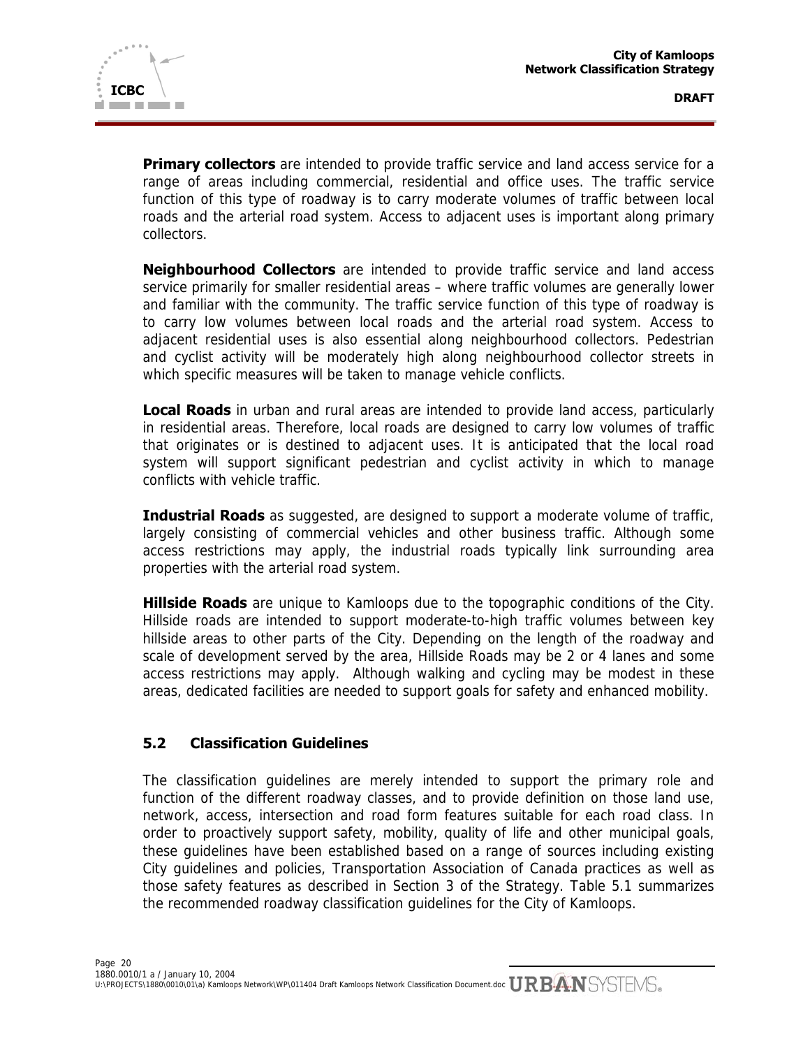**Primary collectors** are intended to provide traffic service and land access service for a range of areas including commercial, residential and office uses. The traffic service function of this type of roadway is to carry moderate volumes of traffic between local roads and the arterial road system. Access to adjacent uses is important along primary collectors.

**Neighbourhood Collectors** are intended to provide traffic service and land access service primarily for smaller residential areas – where traffic volumes are generally lower and familiar with the community. The traffic service function of this type of roadway is to carry low volumes between local roads and the arterial road system. Access to adjacent residential uses is also essential along neighbourhood collectors. Pedestrian and cyclist activity will be moderately high along neighbourhood collector streets in which specific measures will be taken to manage vehicle conflicts.

**Local Roads** in urban and rural areas are intended to provide land access, particularly in residential areas. Therefore, local roads are designed to carry low volumes of traffic that originates or is destined to adjacent uses. It is anticipated that the local road system will support significant pedestrian and cyclist activity in which to manage conflicts with vehicle traffic.

**Industrial Roads** as suggested, are designed to support a moderate volume of traffic, largely consisting of commercial vehicles and other business traffic. Although some access restrictions may apply, the industrial roads typically link surrounding area properties with the arterial road system.

**Hillside Roads** are unique to Kamloops due to the topographic conditions of the City. Hillside roads are intended to support moderate-to-high traffic volumes between key hillside areas to other parts of the City. Depending on the length of the roadway and scale of development served by the area, Hillside Roads may be 2 or 4 lanes and some access restrictions may apply. Although walking and cycling may be modest in these areas, dedicated facilities are needed to support goals for safety and enhanced mobility.

## 5.2 Classification Guidelines

The classification guidelines are merely intended to support the primary role and function of the different roadway classes, and to provide definition on those land use, network, access, intersection and road form features suitable for each road class. In order to proactively support safety, mobility, quality of life and other municipal goals, these guidelines have been established based on a range of sources including existing City guidelines and policies, Transportation Association of Canada practices as well as those safety features as described in Section 3 of the Strategy. Table 5.1 summarizes the recommended roadway classification guidelines for the City of Kamloops.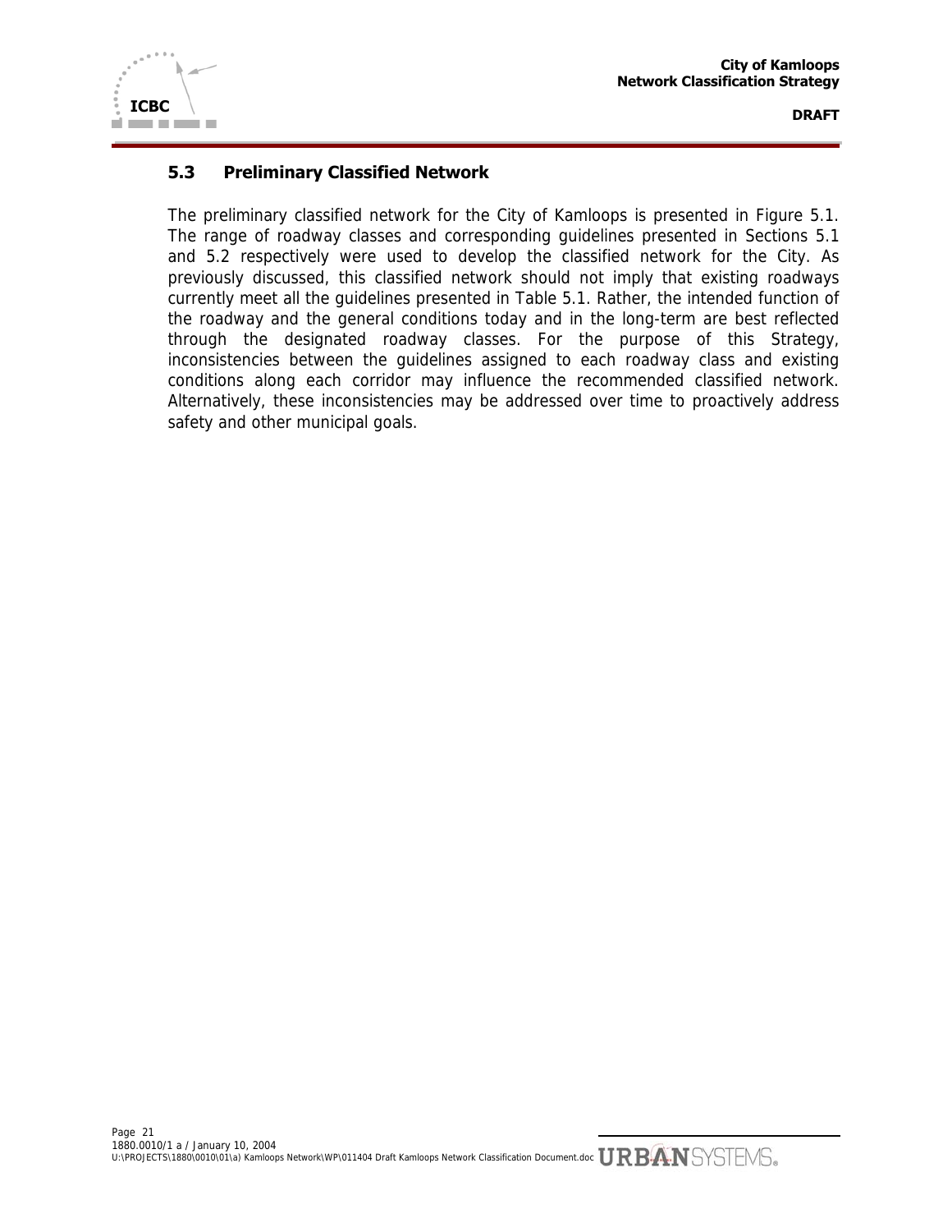### 5.3 Preliminary Classified Network

The preliminary classified network for the City of Kamloops is presented in Figure 5.1. The range of roadway classes and corresponding guidelines presented in Sections 5.1 and 5.2 respectively were used to develop the classified network for the City. As previously discussed, this classified network should not imply that existing roadways currently meet all the guidelines presented in Table 5.1. Rather, the intended function of the roadway and the general conditions today and in the long-term are best reflected through the designated roadway classes. For the purpose of this Strategy, inconsistencies between the guidelines assigned to each roadway class and existing conditions along each corridor may influence the recommended classified network. Alternatively, these inconsistencies may be addressed over time to proactively address safety and other municipal goals.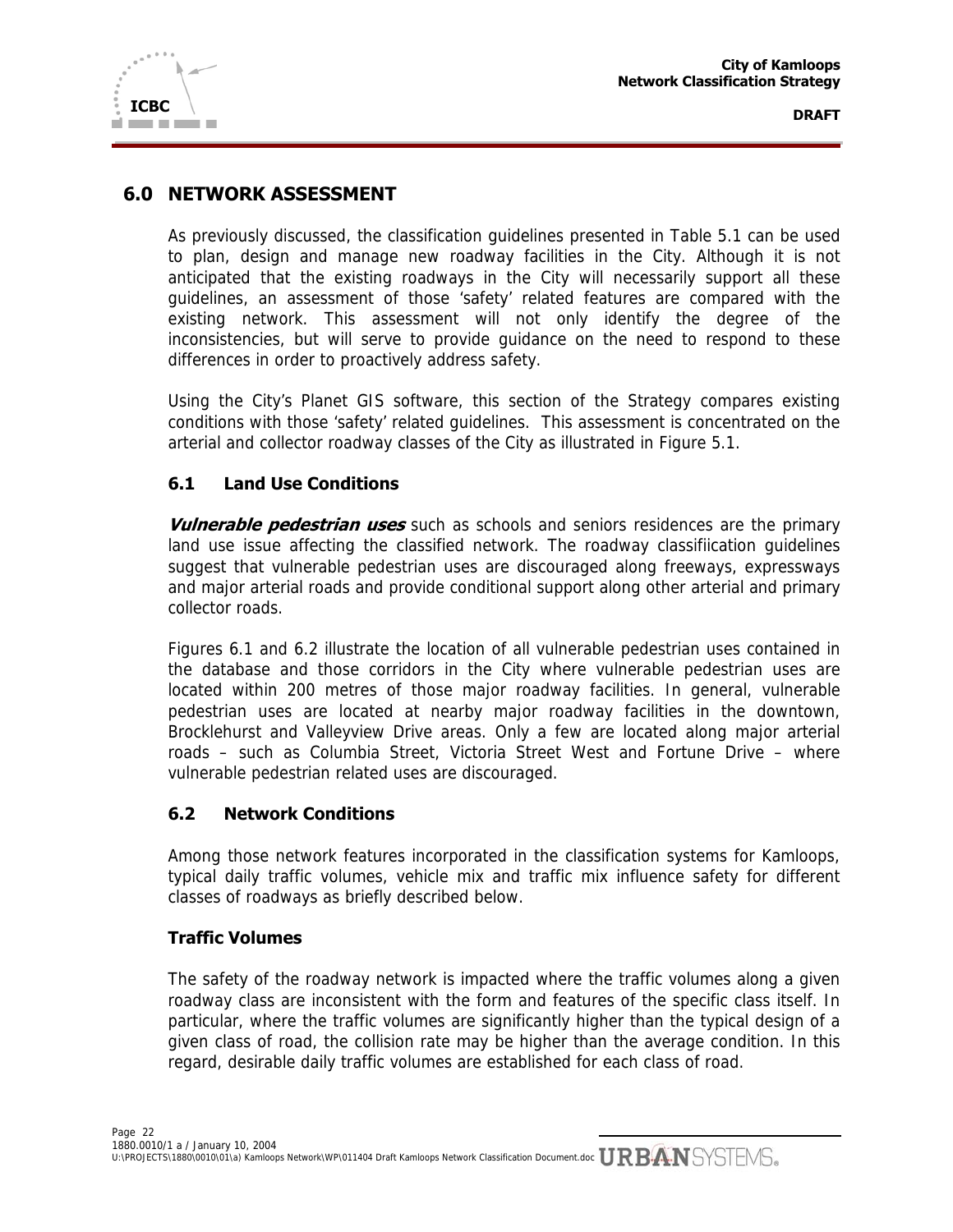## 6.0 NETWORK ASSESSMENT

As previously discussed, the classification guidelines presented in Table 5.1 can be used to plan, design and manage new roadway facilities in the City. Although it is not anticipated that the existing roadways in the City will necessarily support all these guidelines, an assessment of those 'safety' related features are compared with the existing network. This assessment will not only identify the degree of the inconsistencies, but will serve to provide guidance on the need to respond to these differences in order to proactively address safety.

Using the City's Planet GIS software, this section of the Strategy compares existing conditions with those 'safety' related guidelines. This assessment is concentrated on the arterial and collector roadway classes of the City as illustrated in Figure 5.1.

### 6.1 Land Use Conditions

***Vulnerable pedestrian uses*** such as schools and seniors residences are the primary land use issue affecting the classified network. The roadway classifiication guidelines suggest that vulnerable pedestrian uses are discouraged along freeways, expressways and major arterial roads and provide conditional support along other arterial and primary collector roads.

Figures 6.1 and 6.2 illustrate the location of all vulnerable pedestrian uses contained in the database and those corridors in the City where vulnerable pedestrian uses are located within 200 metres of those major roadway facilities. In general, vulnerable pedestrian uses are located at nearby major roadway facilities in the downtown, Brocklehurst and Valleyview Drive areas. Only a few are located along major arterial roads – such as Columbia Street, Victoria Street West and Fortune Drive – where vulnerable pedestrian related uses are discouraged.

### 6.2 Network Conditions

Among those network features incorporated in the classification systems for Kamloops, typical daily traffic volumes, vehicle mix and traffic mix influence safety for different classes of roadways as briefly described below.

#### Traffic Volumes

The safety of the roadway network is impacted where the traffic volumes along a given roadway class are inconsistent with the form and features of the specific class itself. In particular, where the traffic volumes are significantly higher than the typical design of a given class of road, the collision rate may be higher than the average condition. In this regard, desirable daily traffic volumes are established for each class of road.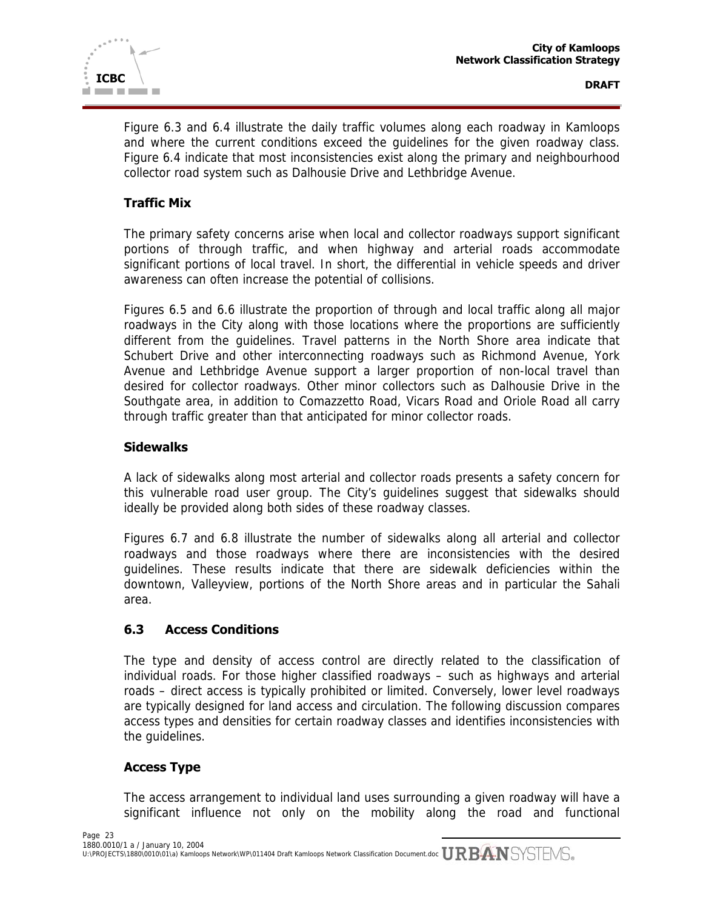Figure 6.3 and 6.4 illustrate the daily traffic volumes along each roadway in Kamloops and where the current conditions exceed the guidelines for the given roadway class. Figure 6.4 indicate that most inconsistencies exist along the primary and neighbourhood collector road system such as Dalhousie Drive and Lethbridge Avenue.

### Traffic Mix

The primary safety concerns arise when local and collector roadways support significant portions of through traffic, and when highway and arterial roads accommodate significant portions of local travel. In short, the differential in vehicle speeds and driver awareness can often increase the potential of collisions.

Figures 6.5 and 6.6 illustrate the proportion of through and local traffic along all major roadways in the City along with those locations where the proportions are sufficiently different from the guidelines. Travel patterns in the North Shore area indicate that Schubert Drive and other interconnecting roadways such as Richmond Avenue, York Avenue and Lethbridge Avenue support a larger proportion of non-local travel than desired for collector roadways. Other minor collectors such as Dalhousie Drive in the Southgate area, in addition to Comazzetto Road, Vicars Road and Oriole Road all carry through traffic greater than that anticipated for minor collector roads.

### Sidewalks

A lack of sidewalks along most arterial and collector roads presents a safety concern for this vulnerable road user group. The City's guidelines suggest that sidewalks should ideally be provided along both sides of these roadway classes.

Figures 6.7 and 6.8 illustrate the number of sidewalks along all arterial and collector roadways and those roadways where there are inconsistencies with the desired guidelines. These results indicate that there are sidewalk deficiencies within the downtown, Valleyview, portions of the North Shore areas and in particular the Sahali area.

## 6.3 Access Conditions

The type and density of access control are directly related to the classification of individual roads. For those higher classified roadways – such as highways and arterial roads – direct access is typically prohibited or limited. Conversely, lower level roadways are typically designed for land access and circulation. The following discussion compares access types and densities for certain roadway classes and identifies inconsistencies with the guidelines.

### Access Type

The access arrangement to individual land uses surrounding a given roadway will have a significant influence not only on the mobility along the road and functional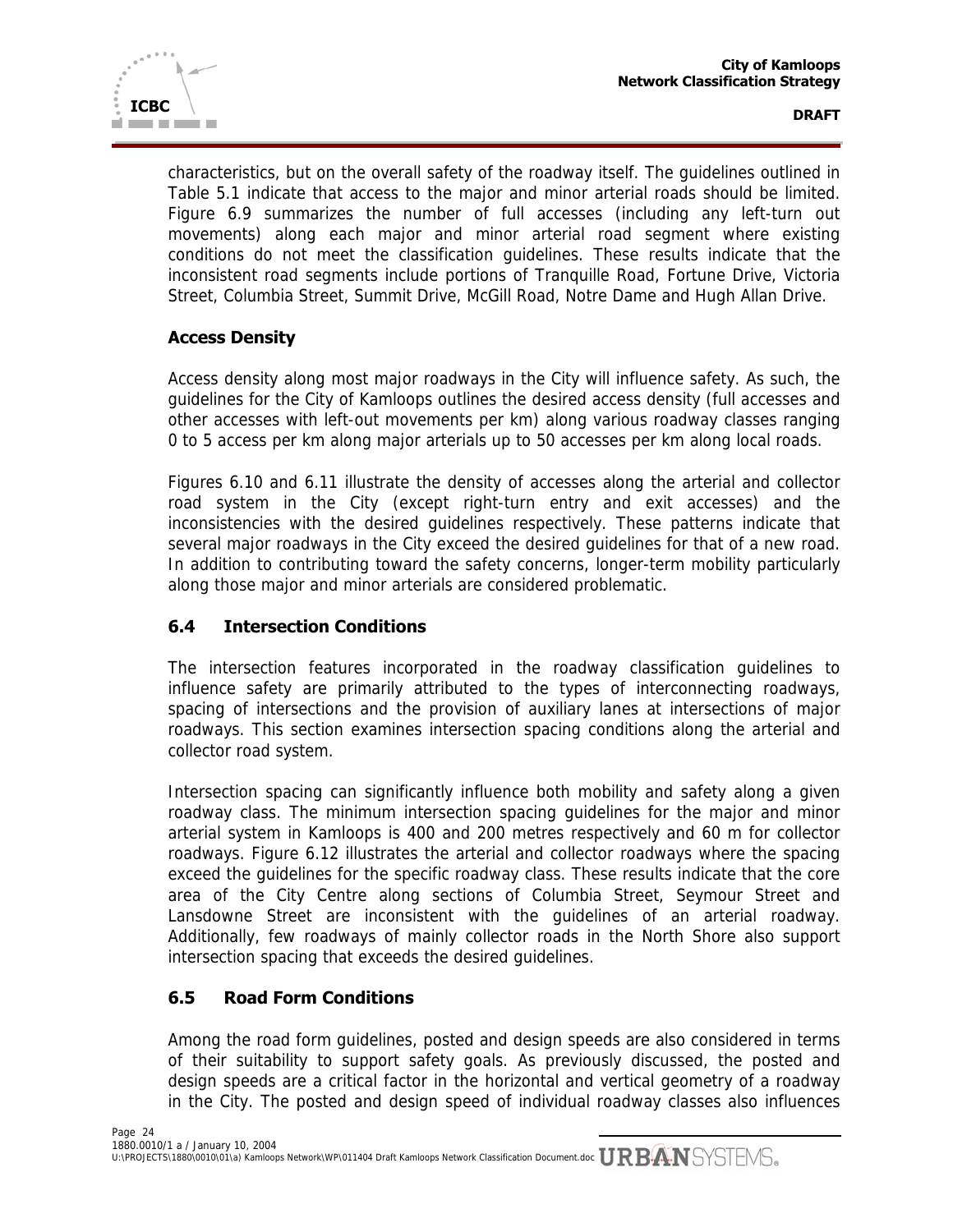characteristics, but on the overall safety of the roadway itself. The guidelines outlined in Table 5.1 indicate that access to the major and minor arterial roads should be limited. Figure 6.9 summarizes the number of full accesses (including any left-turn out movements) along each major and minor arterial road segment where existing conditions do not meet the classification guidelines. These results indicate that the inconsistent road segments include portions of Tranquille Road, Fortune Drive, Victoria Street, Columbia Street, Summit Drive, McGill Road, Notre Dame and Hugh Allan Drive.

### Access Density

Access density along most major roadways in the City will influence safety. As such, the guidelines for the City of Kamloops outlines the desired access density (full accesses and other accesses with left-out movements per km) along various roadway classes ranging 0 to 5 access per km along major arterials up to 50 accesses per km along local roads.

Figures 6.10 and 6.11 illustrate the density of accesses along the arterial and collector road system in the City (except right-turn entry and exit accesses) and the inconsistencies with the desired guidelines respectively. These patterns indicate that several major roadways in the City exceed the desired guidelines for that of a new road. In addition to contributing toward the safety concerns, longer-term mobility particularly along those major and minor arterials are considered problematic.

## 6.4 Intersection Conditions

The intersection features incorporated in the roadway classification guidelines to influence safety are primarily attributed to the types of interconnecting roadways, spacing of intersections and the provision of auxiliary lanes at intersections of major roadways. This section examines intersection spacing conditions along the arterial and collector road system.

Intersection spacing can significantly influence both mobility and safety along a given roadway class. The minimum intersection spacing guidelines for the major and minor arterial system in Kamloops is 400 and 200 metres respectively and 60 m for collector roadways. Figure 6.12 illustrates the arterial and collector roadways where the spacing exceed the guidelines for the specific roadway class. These results indicate that the core area of the City Centre along sections of Columbia Street, Seymour Street and Lansdowne Street are inconsistent with the guidelines of an arterial roadway. Additionally, few roadways of mainly collector roads in the North Shore also support intersection spacing that exceeds the desired guidelines.

## 6.5 Road Form Conditions

Among the road form guidelines, posted and design speeds are also considered in terms of their suitability to support safety goals. As previously discussed, the posted and design speeds are a critical factor in the horizontal and vertical geometry of a roadway in the City. The posted and design speed of individual roadway classes also influences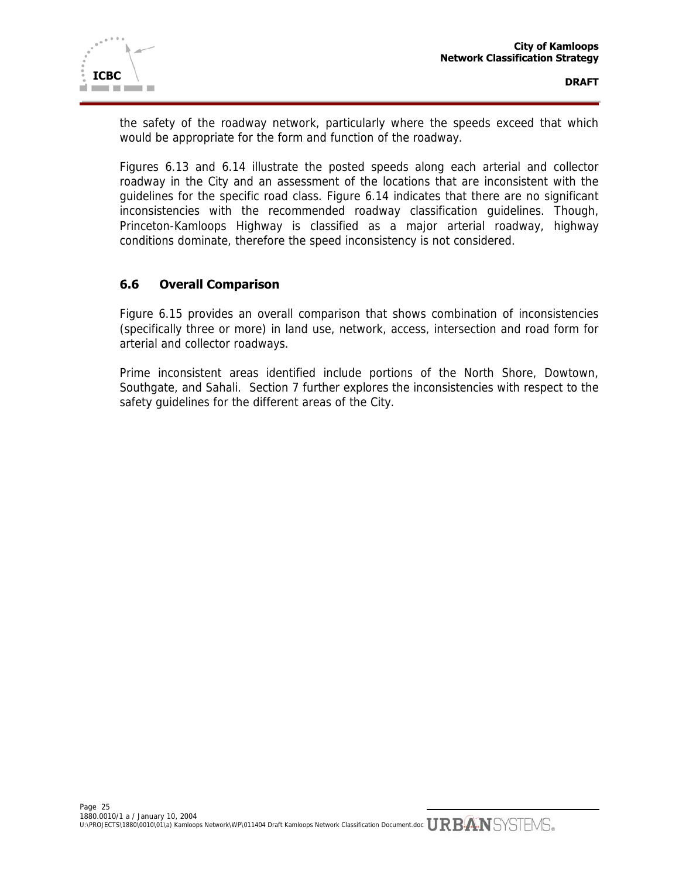the safety of the roadway network, particularly where the speeds exceed that which would be appropriate for the form and function of the roadway.

Figures 6.13 and 6.14 illustrate the posted speeds along each arterial and collector roadway in the City and an assessment of the locations that are inconsistent with the guidelines for the specific road class. Figure 6.14 indicates that there are no significant inconsistencies with the recommended roadway classification guidelines. Though, Princeton-Kamloops Highway is classified as a major arterial roadway, highway conditions dominate, therefore the speed inconsistency is not considered.

## 6.6 Overall Comparison

Figure 6.15 provides an overall comparison that shows combination of inconsistencies (specifically three or more) in land use, network, access, intersection and road form for arterial and collector roadways.

Prime inconsistent areas identified include portions of the North Shore, Dowtown, Southgate, and Sahali. Section 7 further explores the inconsistencies with respect to the safety guidelines for the different areas of the City.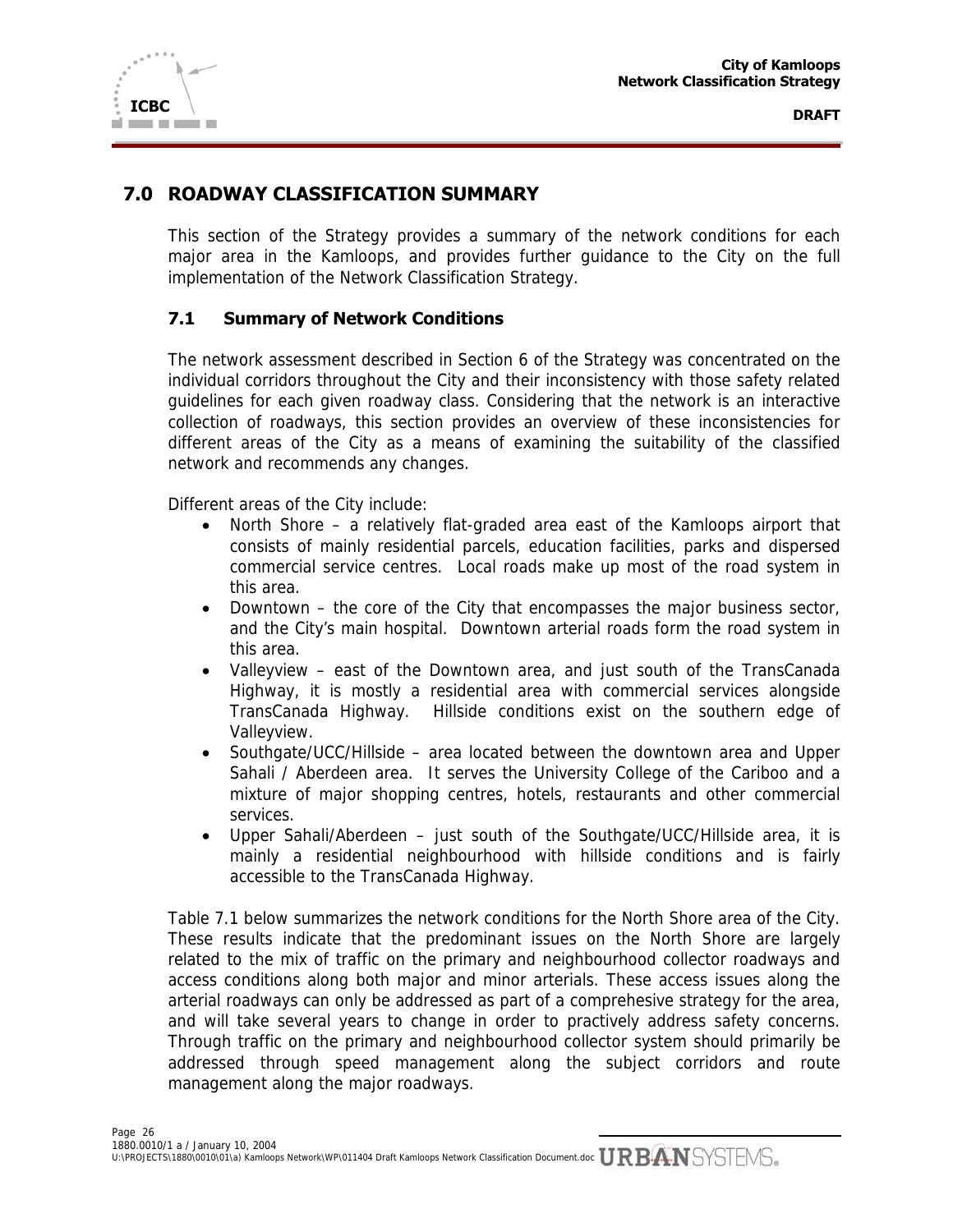## 7.0 ROADWAY CLASSIFICATION SUMMARY

This section of the Strategy provides a summary of the network conditions for each major area in the Kamloops, and provides further guidance to the City on the full implementation of the Network Classification Strategy.

### 7.1 Summary of Network Conditions

The network assessment described in Section 6 of the Strategy was concentrated on the individual corridors throughout the City and their inconsistency with those safety related guidelines for each given roadway class. Considering that the network is an interactive collection of roadways, this section provides an overview of these inconsistencies for different areas of the City as a means of examining the suitability of the classified network and recommends any changes.

Different areas of the City include:

- North Shore – a relatively flat-graded area east of the Kamloops airport that consists of mainly residential parcels, education facilities, parks and dispersed commercial service centres. Local roads make up most of the road system in this area.
- Downtown – the core of the City that encompasses the major business sector, and the City's main hospital. Downtown arterial roads form the road system in this area.
- Valleyview – east of the Downtown area, and just south of the TransCanada Highway, it is mostly a residential area with commercial services alongside TransCanada Highway. Hillside conditions exist on the southern edge of Valleyview.
- Southgate/UCC/Hillside – area located between the downtown area and Upper Sahali / Aberdeen area. It serves the University College of the Cariboo and a mixture of major shopping centres, hotels, restaurants and other commercial services.
- Upper Sahali/Aberdeen – just south of the Southgate/UCC/Hillside area, it is mainly a residential neighbourhood with hillside conditions and is fairly accessible to the TransCanada Highway.

Table 7.1 below summarizes the network conditions for the North Shore area of the City. These results indicate that the predominant issues on the North Shore are largely related to the mix of traffic on the primary and neighbourhood collector roadways and access conditions along both major and minor arterials. These access issues along the arterial roadways can only be addressed as part of a comprehesive strategy for the area, and will take several years to change in order to practively address safety concerns. Through traffic on the primary and neighbourhood collector system should primarily be addressed through speed management along the subject corridors and route management along the major roadways.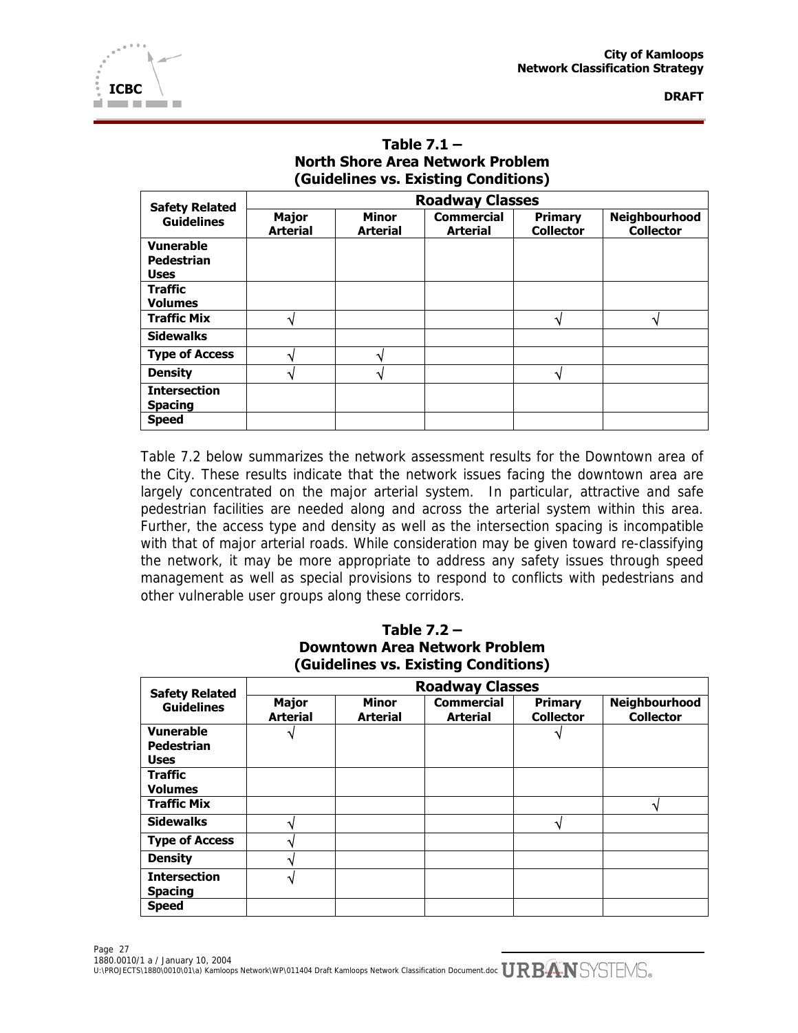**Table 7.1 –
North Shore Area Network Problem
(Guidelines vs. Existing Conditions)**

| Safety Related Guidelines | Roadway Classes | | | | |
|---|---|---|---|---|---|
| | **Major Arterial** | **Minor Arterial** | **Commercial Arterial** | **Primary Collector** | **Neighbourhood Collector** |
| **Vunerable Pedestrian Uses** | | | | | |
| **Traffic Volumes** | | | | | |
| **Traffic Mix** | √ | | | √ | √ |
| **Sidewalks** | | | | | |
| **Type of Access** | √ | √ | | | |
| **Density** | √ | √ | | √ | |
| **Intersection Spacing** | | | | | |
| **Speed** | | | | | |

Table 7.2 below summarizes the network assessment results for the Downtown area of the City. These results indicate that the network issues facing the downtown area are largely concentrated on the major arterial system. In particular, attractive and safe pedestrian facilities are needed along and across the arterial system within this area. Further, the access type and density as well as the intersection spacing is incompatible with that of major arterial roads. While consideration may be given toward re-classifying the network, it may be more appropriate to address any safety issues through speed management as well as special provisions to respond to conflicts with pedestrians and other vulnerable user groups along these corridors.

**Table 7.2 –
Downtown Area Network Problem
(Guidelines vs. Existing Conditions)**

| Safety Related Guidelines | Roadway Classes | | | | |
|---|---|---|---|---|---|
| | **Major Arterial** | **Minor Arterial** | **Commercial Arterial** | **Primary Collector** | **Neighbourhood Collector** |
| **Vunerable Pedestrian Uses** | √ | | | √ | |
| **Traffic Volumes** | | | | | |
| **Traffic Mix** | | | | | √ |
| **Sidewalks** | √ | | | √ | |
| **Type of Access** | √ | | | | |
| **Density** | √ | | | | |
| **Intersection Spacing** | √ | | | | |
| **Speed** | | | | | |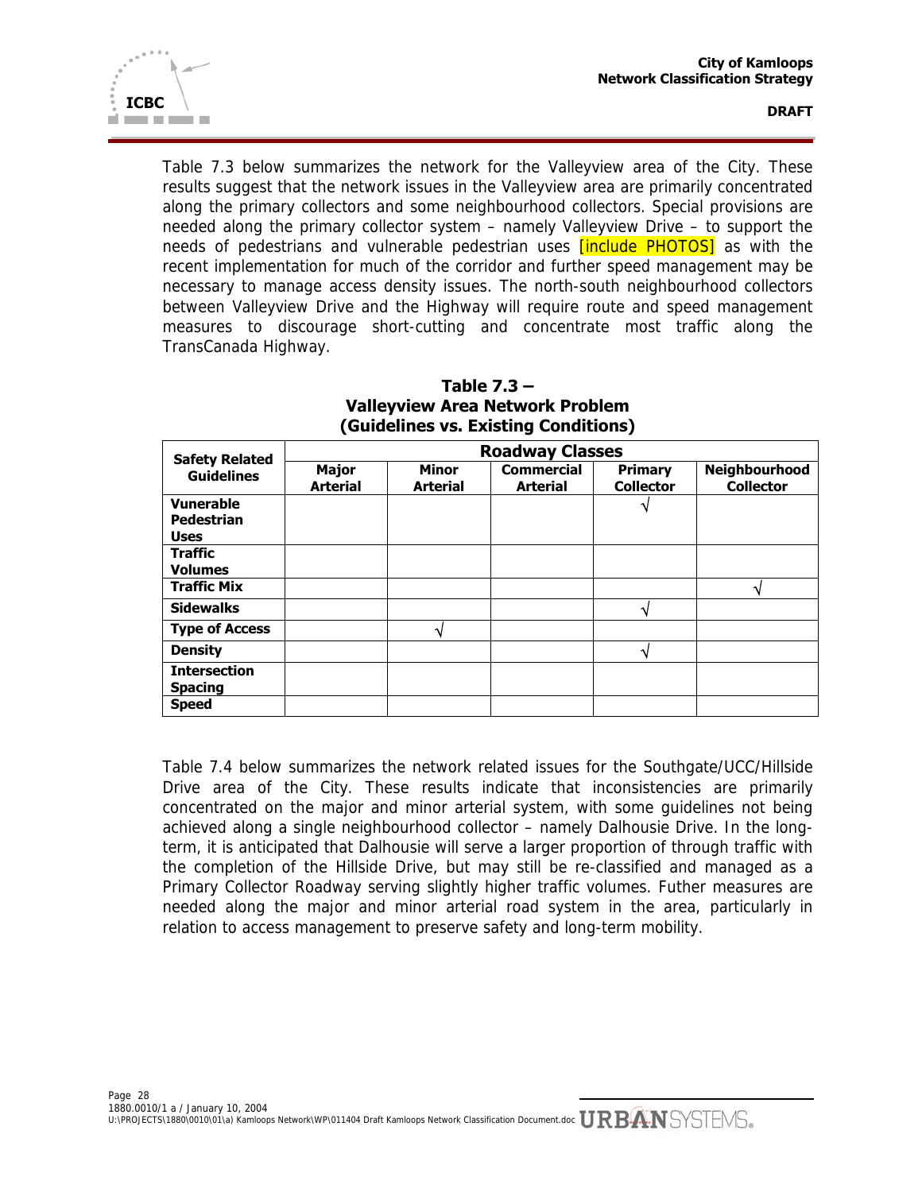Table 7.3 below summarizes the network for the Valleyview area of the City. These results suggest that the network issues in the Valleyview area are primarily concentrated along the primary collectors and some neighbourhood collectors. Special provisions are needed along the primary collector system – namely Valleyview Drive – to support the needs of pedestrians and vulnerable pedestrian uses [include PHOTOS] as with the recent implementation for much of the corridor and further speed management may be necessary to manage access density issues. The north-south neighbourhood collectors between Valleyview Drive and the Highway will require route and speed management measures to discourage short-cutting and concentrate most traffic along the TransCanada Highway.

**Table 7.3 –
Valleyview Area Network Problem
(Guidelines vs. Existing Conditions)**

| Safety Related Guidelines | Roadway Classes | | | | |
|---|---|---|---|---|---|
| | **Major Arterial** | **Minor Arterial** | **Commercial Arterial** | **Primary Collector** | **Neighbourhood Collector** |
| **Vunerable Pedestrian Uses** | | | | √ | |
| **Traffic Volumes** | | | | | |
| **Traffic Mix** | | | | | √ |
| **Sidewalks** | | | | √ | |
| **Type of Access** | | √ | | | |
| **Density** | | | | √ | |
| **Intersection Spacing** | | | | | |
| **Speed** | | | | | |

Table 7.4 below summarizes the network related issues for the Southgate/UCC/Hillside Drive area of the City. These results indicate that inconsistencies are primarily concentrated on the major and minor arterial system, with some guidelines not being achieved along a single neighbourhood collector – namely Dalhousie Drive. In the long-term, it is anticipated that Dalhousie will serve a larger proportion of through traffic with the completion of the Hillside Drive, but may still be re-classified and managed as a Primary Collector Roadway serving slightly higher traffic volumes. Futher measures are needed along the major and minor arterial road system in the area, particularly in relation to access management to preserve safety and long-term mobility.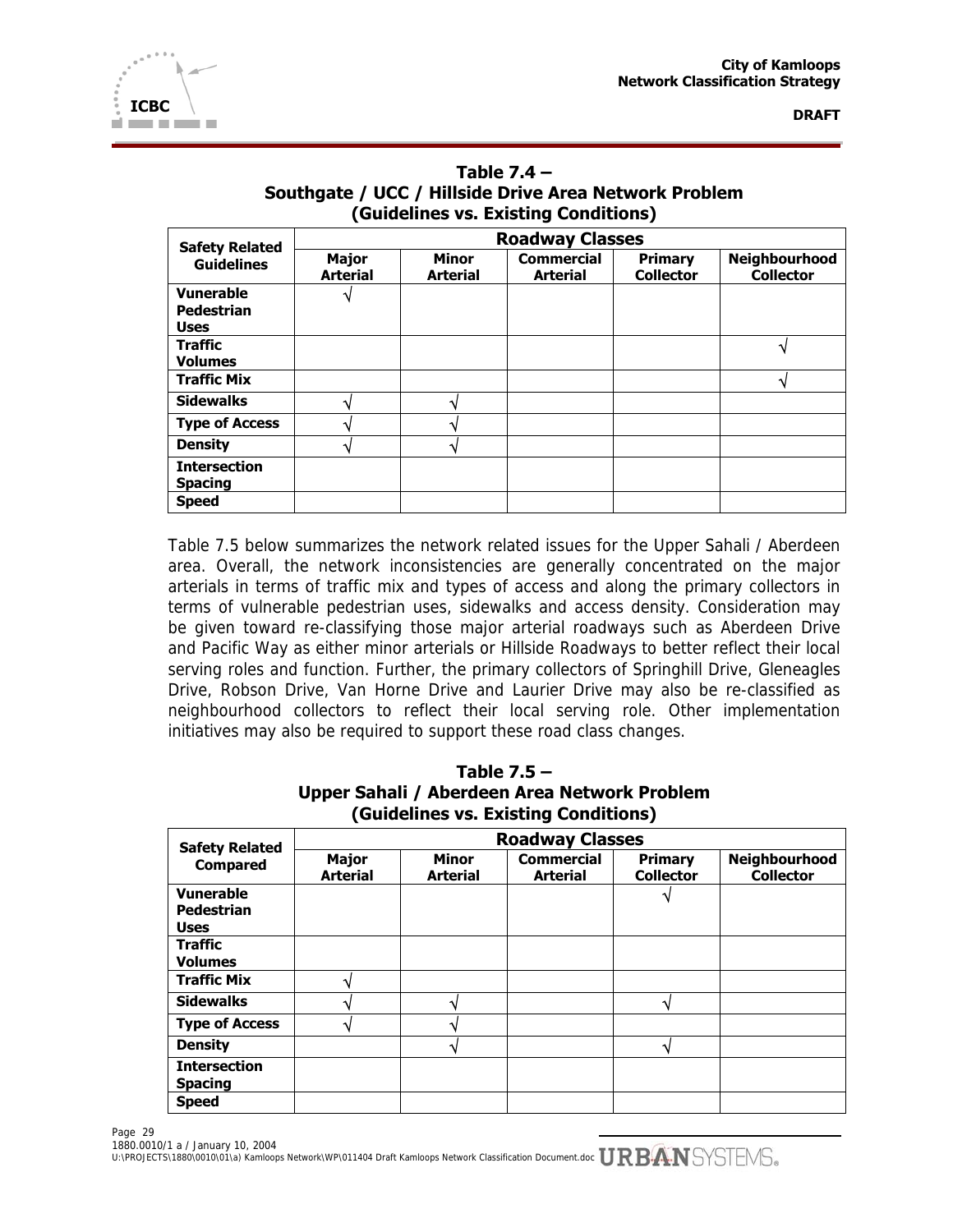**Table 7.4 –**
**Southgate / UCC / Hillside Drive Area Network Problem**
**(Guidelines vs. Existing Conditions)**

| Safety Related Guidelines | Roadway Classes | | | | |
|---|---|---|---|---|---|
| | Major Arterial | Minor Arterial | Commercial Arterial | Primary Collector | Neighbourhood Collector |
| Vunerable Pedestrian Uses | √ | | | | |
| Traffic Volumes | | | | | √ |
| Traffic Mix | | | | | √ |
| Sidewalks | √ | √ | | | |
| Type of Access | √ | √ | | | |
| Density | √ | √ | | | |
| Intersection Spacing | | | | | |
| Speed | | | | | |

Table 7.5 below summarizes the network related issues for the Upper Sahali / Aberdeen area. Overall, the network inconsistencies are generally concentrated on the major arterials in terms of traffic mix and types of access and along the primary collectors in terms of vulnerable pedestrian uses, sidewalks and access density. Consideration may be given toward re-classifying those major arterial roadways such as Aberdeen Drive and Pacific Way as either minor arterials or Hillside Roadways to better reflect their local serving roles and function. Further, the primary collectors of Springhill Drive, Gleneagles Drive, Robson Drive, Van Horne Drive and Laurier Drive may also be re-classified as neighbourhood collectors to reflect their local serving role. Other implementation initiatives may also be required to support these road class changes.

**Table 7.5 –**
**Upper Sahali / Aberdeen Area Network Problem**
**(Guidelines vs. Existing Conditions)**

| Safety Related Compared | Roadway Classes | | | | |
|---|---|---|---|---|---|
| | Major Arterial | Minor Arterial | Commercial Arterial | Primary Collector | Neighbourhood Collector |
| Vunerable Pedestrian Uses | | | | √ | |
| Traffic Volumes | | | | | |
| Traffic Mix | √ | | | | |
| Sidewalks | √ | √ | | √ | |
| Type of Access | √ | √ | | | |
| Density | | √ | | √ | |
| Intersection Spacing | | | | | |
| Speed | | | | | |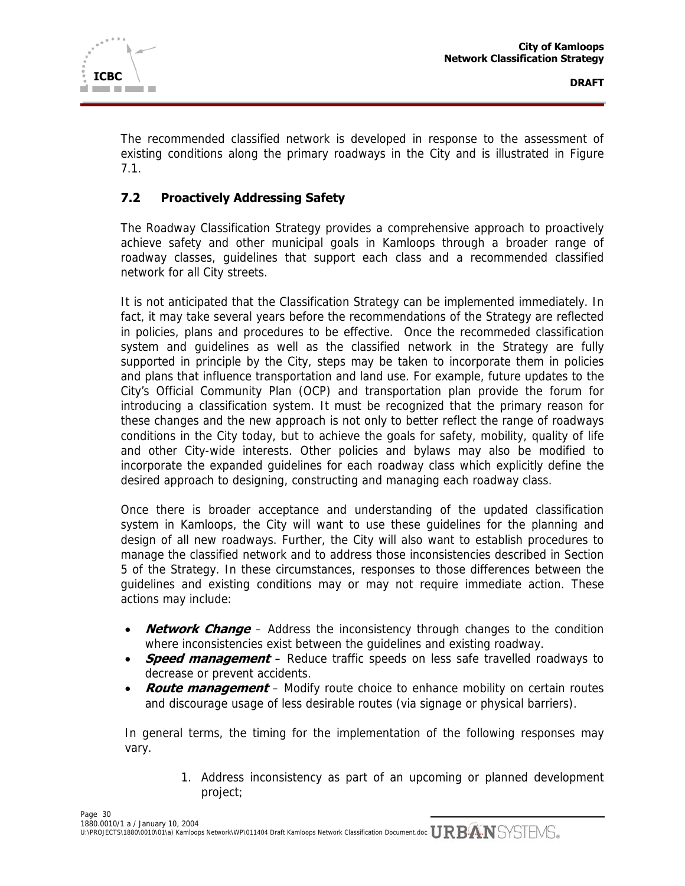The recommended classified network is developed in response to the assessment of existing conditions along the primary roadways in the City and is illustrated in Figure 7.1.

## 7.2 Proactively Addressing Safety

The Roadway Classification Strategy provides a comprehensive approach to proactively achieve safety and other municipal goals in Kamloops through a broader range of roadway classes, guidelines that support each class and a recommended classified network for all City streets.

It is not anticipated that the Classification Strategy can be implemented immediately. In fact, it may take several years before the recommendations of the Strategy are reflected in policies, plans and procedures to be effective. Once the recommeded classification system and guidelines as well as the classified network in the Strategy are fully supported in principle by the City, steps may be taken to incorporate them in policies and plans that influence transportation and land use. For example, future updates to the City's Official Community Plan (OCP) and transportation plan provide the forum for introducing a classification system. It must be recognized that the primary reason for these changes and the new approach is not only to better reflect the range of roadways conditions in the City today, but to achieve the goals for safety, mobility, quality of life and other City-wide interests. Other policies and bylaws may also be modified to incorporate the expanded guidelines for each roadway class which explicitly define the desired approach to designing, constructing and managing each roadway class.

Once there is broader acceptance and understanding of the updated classification system in Kamloops, the City will want to use these guidelines for the planning and design of all new roadways. Further, the City will also want to establish procedures to manage the classified network and to address those inconsistencies described in Section 5 of the Strategy. In these circumstances, responses to those differences between the guidelines and existing conditions may or may not require immediate action. These actions may include:

- ***Network Change*** – Address the inconsistency through changes to the condition where inconsistencies exist between the guidelines and existing roadway.
- ***Speed management*** – Reduce traffic speeds on less safe travelled roadways to decrease or prevent accidents.
- ***Route management*** – Modify route choice to enhance mobility on certain routes and discourage usage of less desirable routes (via signage or physical barriers).

In general terms, the timing for the implementation of the following responses may vary.

1. Address inconsistency as part of an upcoming or planned development project;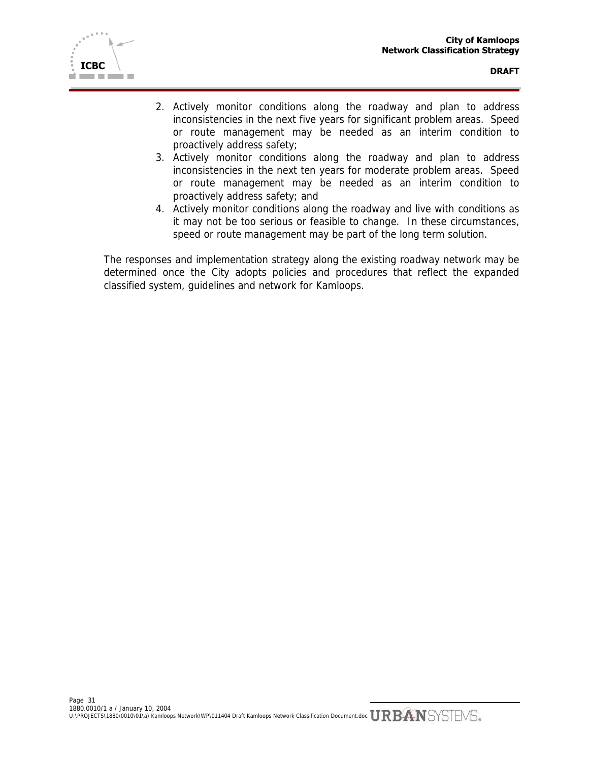2. Actively monitor conditions along the roadway and plan to address inconsistencies in the next five years for significant problem areas. Speed or route management may be needed as an interim condition to proactively address safety;
3. Actively monitor conditions along the roadway and plan to address inconsistencies in the next ten years for moderate problem areas. Speed or route management may be needed as an interim condition to proactively address safety; and
4. Actively monitor conditions along the roadway and live with conditions as it may not be too serious or feasible to change. In these circumstances, speed or route management may be part of the long term solution.

The responses and implementation strategy along the existing roadway network may be determined once the City adopts policies and procedures that reflect the expanded classified system, guidelines and network for Kamloops.